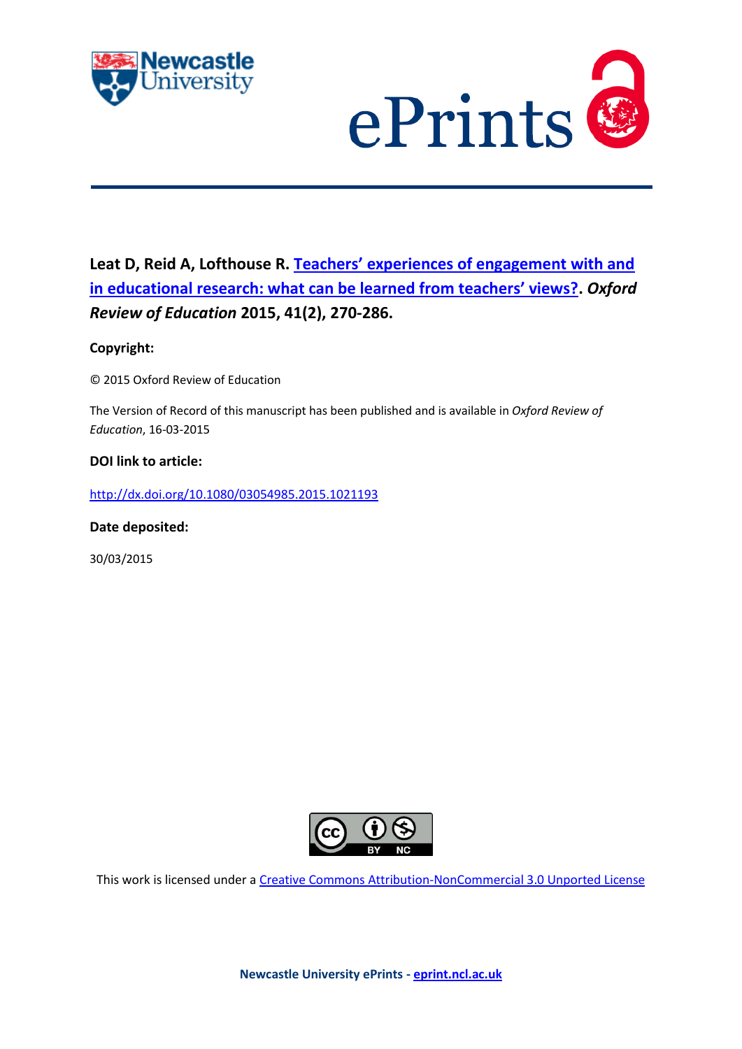**Leat D, Reid A, Lofthouse R. Teachers' experiences of engagement with and in educational research: what can be learned from teachers' views?. *Oxford Review of Education* 2015, 41(2), 270-286.**

**Copyright:**

© 2015 Oxford Review of Education

The Version of Record of this manuscript has been published and is available in *Oxford Review of Education*, 16-03-2015

**DOI link to article:**

http://dx.doi.org/10.1080/03054985.2015.1021193

**Date deposited:**

30/03/2015

This work is licensed under a Creative Commons Attribution-NonCommercial 3.0 Unported License

**Newcastle University ePrints - eprint.ncl.ac.uk**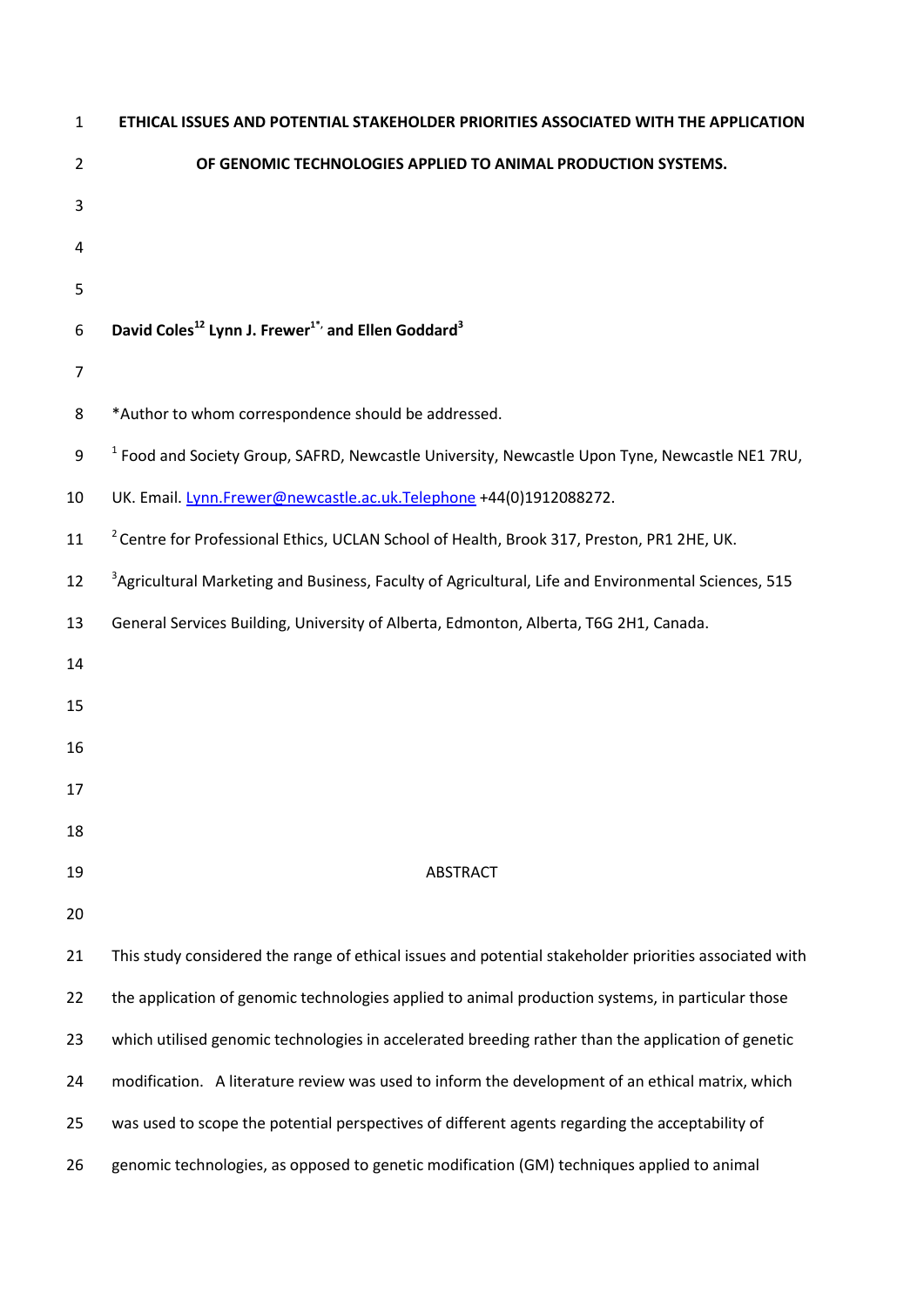# ETHICAL ISSUES AND POTENTIAL STAKEHOLDER PRIORITIES ASSOCIATED WITH THE APPLICATION OF GENOMIC TECHNOLOGIES APPLIED TO ANIMAL PRODUCTION SYSTEMS.

**David Coles[12] Lynn J. Frewer[1*,] and Ellen Goddard[3]**

*Author to whom correspondence should be addressed.

[1] Food and Society Group, SAFRD, Newcastle University, Newcastle Upon Tyne, Newcastle NE1 7RU, UK. Email. Lynn.Frewer@newcastle.ac.uk.Telephone +44(0)1912088272.

[2] Centre for Professional Ethics, UCLAN School of Health, Brook 317, Preston, PR1 2HE, UK.

[3] Agricultural Marketing and Business, Faculty of Agricultural, Life and Environmental Sciences, 515 General Services Building, University of Alberta, Edmonton, Alberta, T6G 2H1, Canada.

## ABSTRACT

This study considered the range of ethical issues and potential stakeholder priorities associated with the application of genomic technologies applied to animal production systems, in particular those which utilised genomic technologies in accelerated breeding rather than the application of genetic modification. A literature review was used to inform the development of an ethical matrix, which was used to scope the potential perspectives of different agents regarding the acceptability of genomic technologies, as opposed to genetic modification (GM) techniques applied to animal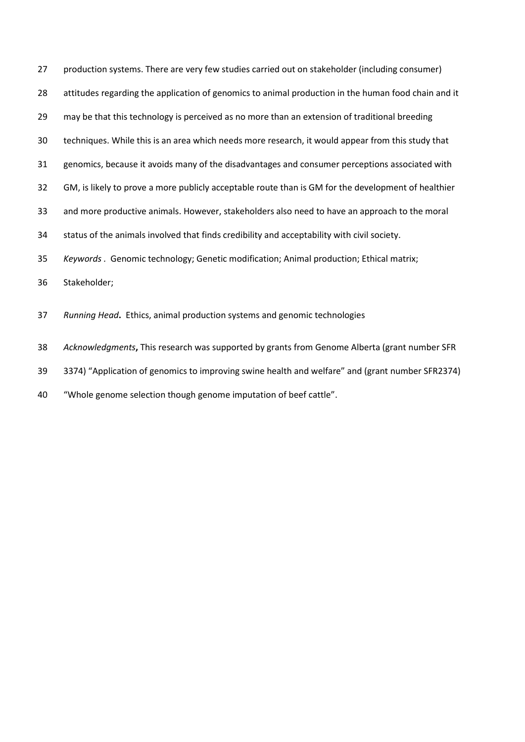production systems. There are very few studies carried out on stakeholder (including consumer) attitudes regarding the application of genomics to animal production in the human food chain and it may be that this technology is perceived as no more than an extension of traditional breeding techniques. While this is an area which needs more research, it would appear from this study that genomics, because it avoids many of the disadvantages and consumer perceptions associated with GM, is likely to prove a more publicly acceptable route than is GM for the development of healthier and more productive animals. However, stakeholders also need to have an approach to the moral status of the animals involved that finds credibility and acceptability with civil society.

*Keywords .* Genomic technology; Genetic modification; Animal production; Ethical matrix; Stakeholder;

*Running Head***.** Ethics, animal production systems and genomic technologies

*Acknowledgments***,** This research was supported by grants from Genome Alberta (grant number SFR 3374) "Application of genomics to improving swine health and welfare" and (grant number SFR2374) "Whole genome selection though genome imputation of beef cattle".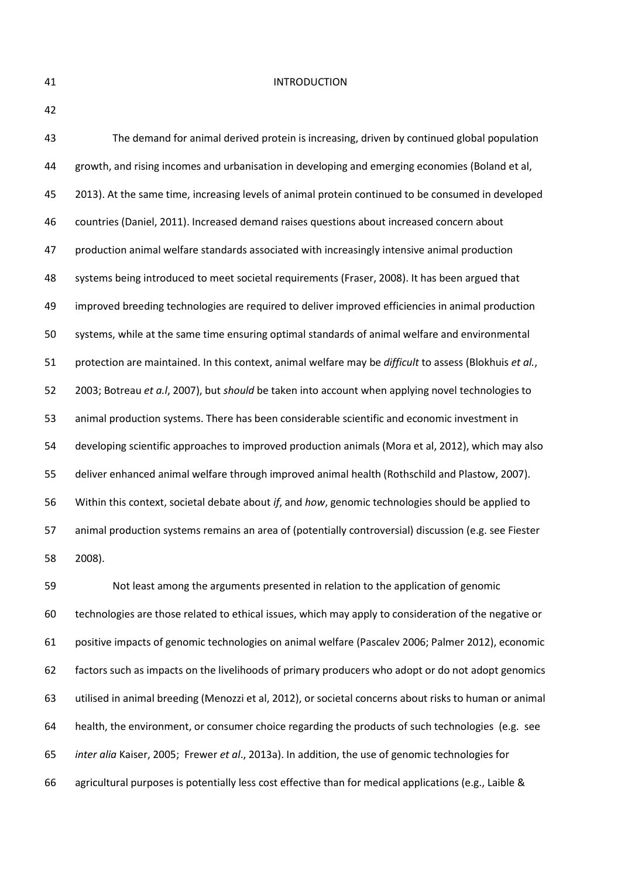## INTRODUCTION

The demand for animal derived protein is increasing, driven by continued global population growth, and rising incomes and urbanisation in developing and emerging economies (Boland et al, 2013). At the same time, increasing levels of animal protein continued to be consumed in developed countries (Daniel, 2011). Increased demand raises questions about increased concern about production animal welfare standards associated with increasingly intensive animal production systems being introduced to meet societal requirements (Fraser, 2008). It has been argued that improved breeding technologies are required to deliver improved efficiencies in animal production systems, while at the same time ensuring optimal standards of animal welfare and environmental protection are maintained. In this context, animal welfare may be *difficult* to assess (Blokhuis *et al.*, 2003; Botreau *et a.l*, 2007), but *should* be taken into account when applying novel technologies to animal production systems. There has been considerable scientific and economic investment in developing scientific approaches to improved production animals (Mora et al, 2012), which may also deliver enhanced animal welfare through improved animal health (Rothschild and Plastow, 2007). Within this context, societal debate about *if*, and *how*, genomic technologies should be applied to animal production systems remains an area of (potentially controversial) discussion (e.g. see Fiester 2008).

Not least among the arguments presented in relation to the application of genomic technologies are those related to ethical issues, which may apply to consideration of the negative or positive impacts of genomic technologies on animal welfare (Pascalev 2006; Palmer 2012), economic factors such as impacts on the livelihoods of primary producers who adopt or do not adopt genomics utilised in animal breeding (Menozzi et al, 2012), or societal concerns about risks to human or animal health, the environment, or consumer choice regarding the products of such technologies (e.g. see *inter alia* Kaiser, 2005; Frewer *et al*., 2013a). In addition, the use of genomic technologies for agricultural purposes is potentially less cost effective than for medical applications (e.g., Laible &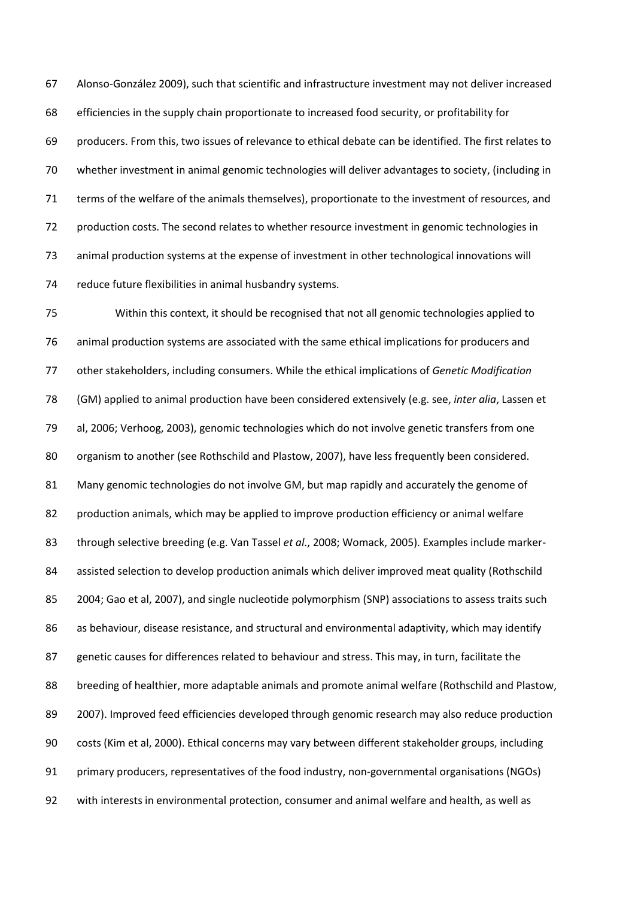Alonso-González 2009), such that scientific and infrastructure investment may not deliver increased efficiencies in the supply chain proportionate to increased food security, or profitability for producers. From this, two issues of relevance to ethical debate can be identified. The first relates to whether investment in animal genomic technologies will deliver advantages to society, (including in terms of the welfare of the animals themselves), proportionate to the investment of resources, and production costs. The second relates to whether resource investment in genomic technologies in animal production systems at the expense of investment in other technological innovations will reduce future flexibilities in animal husbandry systems.

Within this context, it should be recognised that not all genomic technologies applied to animal production systems are associated with the same ethical implications for producers and other stakeholders, including consumers. While the ethical implications of *Genetic Modification* (GM) applied to animal production have been considered extensively (e.g. see, *inter alia*, Lassen et al, 2006; Verhoog, 2003), genomic technologies which do not involve genetic transfers from one organism to another (see Rothschild and Plastow, 2007), have less frequently been considered. Many genomic technologies do not involve GM, but map rapidly and accurately the genome of production animals, which may be applied to improve production efficiency or animal welfare through selective breeding (e.g. Van Tassel *et al*., 2008; Womack, 2005). Examples include marker-assisted selection to develop production animals which deliver improved meat quality (Rothschild 2004; Gao et al, 2007), and single nucleotide polymorphism (SNP) associations to assess traits such as behaviour, disease resistance, and structural and environmental adaptivity, which may identify genetic causes for differences related to behaviour and stress. This may, in turn, facilitate the breeding of healthier, more adaptable animals and promote animal welfare (Rothschild and Plastow, 2007). Improved feed efficiencies developed through genomic research may also reduce production costs (Kim et al, 2000). Ethical concerns may vary between different stakeholder groups, including primary producers, representatives of the food industry, non-governmental organisations (NGOs) with interests in environmental protection, consumer and animal welfare and health, as well as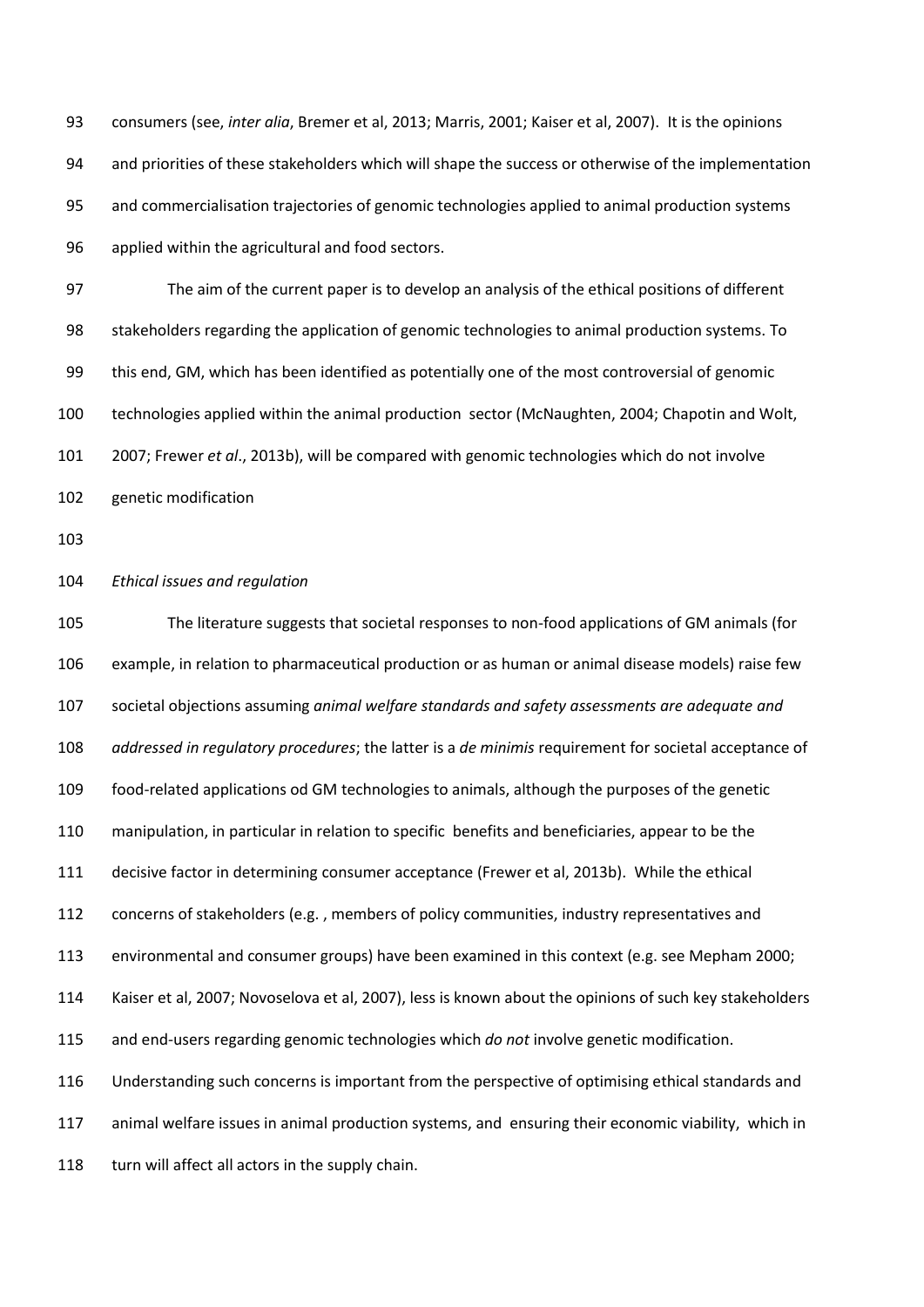consumers (see, *inter alia*, Bremer et al, 2013; Marris, 2001; Kaiser et al, 2007). It is the opinions and priorities of these stakeholders which will shape the success or otherwise of the implementation and commercialisation trajectories of genomic technologies applied to animal production systems applied within the agricultural and food sectors.

The aim of the current paper is to develop an analysis of the ethical positions of different stakeholders regarding the application of genomic technologies to animal production systems. To this end, GM, which has been identified as potentially one of the most controversial of genomic technologies applied within the animal production sector (McNaughten, 2004; Chapotin and Wolt, 2007; Frewer *et al*., 2013b), will be compared with genomic technologies which do not involve genetic modification

*Ethical issues and regulation*

The literature suggests that societal responses to non-food applications of GM animals (for example, in relation to pharmaceutical production or as human or animal disease models) raise few societal objections assuming *animal welfare standards and safety assessments are adequate and addressed in regulatory procedures*; the latter is a *de minimis* requirement for societal acceptance of food-related applications od GM technologies to animals, although the purposes of the genetic manipulation, in particular in relation to specific benefits and beneficiaries, appear to be the decisive factor in determining consumer acceptance (Frewer et al, 2013b). While the ethical concerns of stakeholders (e.g. , members of policy communities, industry representatives and environmental and consumer groups) have been examined in this context (e.g. see Mepham 2000; Kaiser et al, 2007; Novoselova et al, 2007), less is known about the opinions of such key stakeholders and end-users regarding genomic technologies which *do not* involve genetic modification. Understanding such concerns is important from the perspective of optimising ethical standards and animal welfare issues in animal production systems, and ensuring their economic viability, which in turn will affect all actors in the supply chain.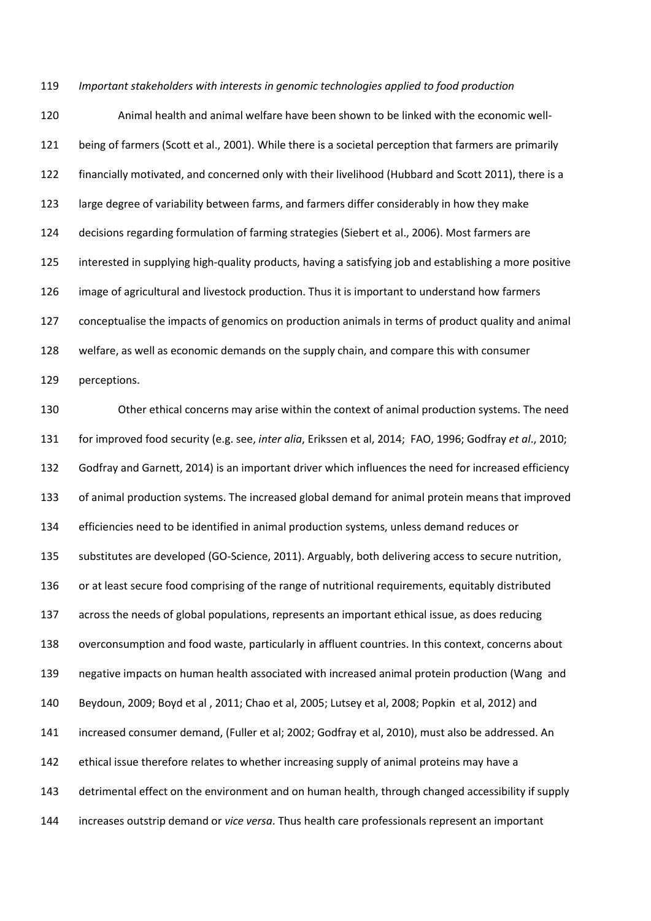*Important stakeholders with interests in genomic technologies applied to food production*

Animal health and animal welfare have been shown to be linked with the economic well-being of farmers (Scott et al., 2001). While there is a societal perception that farmers are primarily financially motivated, and concerned only with their livelihood (Hubbard and Scott 2011), there is a large degree of variability between farms, and farmers differ considerably in how they make decisions regarding formulation of farming strategies (Siebert et al., 2006). Most farmers are interested in supplying high-quality products, having a satisfying job and establishing a more positive image of agricultural and livestock production. Thus it is important to understand how farmers conceptualise the impacts of genomics on production animals in terms of product quality and animal welfare, as well as economic demands on the supply chain, and compare this with consumer perceptions.

Other ethical concerns may arise within the context of animal production systems. The need for improved food security (e.g. see, *inter alia*, Erikssen et al, 2014; FAO, 1996; Godfray *et al*., 2010; Godfray and Garnett, 2014) is an important driver which influences the need for increased efficiency of animal production systems. The increased global demand for animal protein means that improved efficiencies need to be identified in animal production systems, unless demand reduces or substitutes are developed (GO-Science, 2011). Arguably, both delivering access to secure nutrition, or at least secure food comprising of the range of nutritional requirements, equitably distributed across the needs of global populations, represents an important ethical issue, as does reducing overconsumption and food waste, particularly in affluent countries. In this context, concerns about negative impacts on human health associated with increased animal protein production (Wang and Beydoun, 2009; Boyd et al , 2011; Chao et al, 2005; Lutsey et al, 2008; Popkin et al, 2012) and increased consumer demand, (Fuller et al; 2002; Godfray et al, 2010), must also be addressed. An ethical issue therefore relates to whether increasing supply of animal proteins may have a detrimental effect on the environment and on human health, through changed accessibility if supply increases outstrip demand or *vice versa*. Thus health care professionals represent an important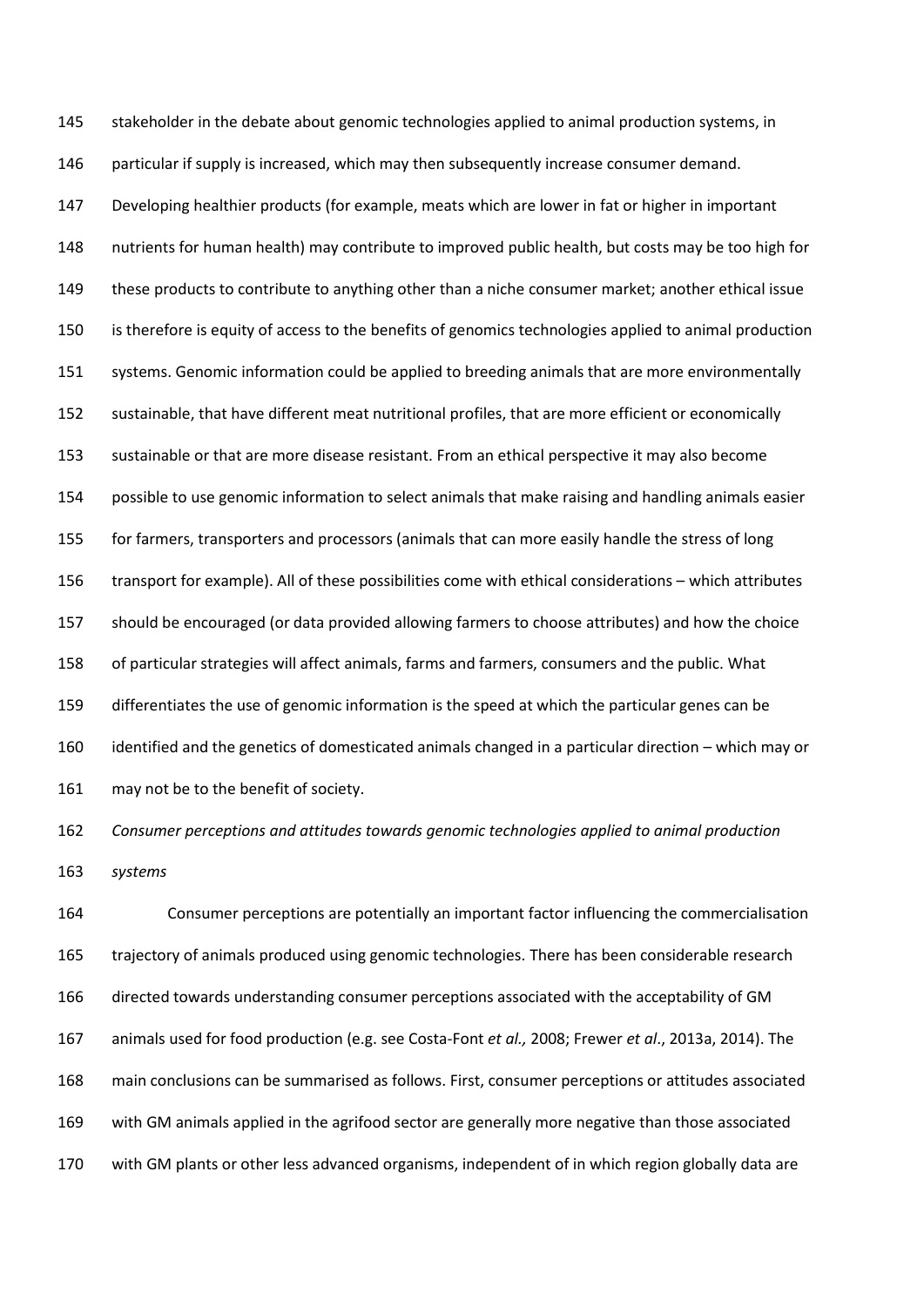stakeholder in the debate about genomic technologies applied to animal production systems, in particular if supply is increased, which may then subsequently increase consumer demand. Developing healthier products (for example, meats which are lower in fat or higher in important nutrients for human health) may contribute to improved public health, but costs may be too high for these products to contribute to anything other than a niche consumer market; another ethical issue is therefore is equity of access to the benefits of genomics technologies applied to animal production systems. Genomic information could be applied to breeding animals that are more environmentally sustainable, that have different meat nutritional profiles, that are more efficient or economically sustainable or that are more disease resistant. From an ethical perspective it may also become possible to use genomic information to select animals that make raising and handling animals easier for farmers, transporters and processors (animals that can more easily handle the stress of long transport for example). All of these possibilities come with ethical considerations – which attributes should be encouraged (or data provided allowing farmers to choose attributes) and how the choice of particular strategies will affect animals, farms and farmers, consumers and the public. What differentiates the use of genomic information is the speed at which the particular genes can be identified and the genetics of domesticated animals changed in a particular direction – which may or may not be to the benefit of society.

*Consumer perceptions and attitudes towards genomic technologies applied to animal production systems*

Consumer perceptions are potentially an important factor influencing the commercialisation trajectory of animals produced using genomic technologies. There has been considerable research directed towards understanding consumer perceptions associated with the acceptability of GM animals used for food production (e.g. see Costa-Font *et al.,* 2008; Frewer *et al*., 2013a, 2014). The main conclusions can be summarised as follows. First, consumer perceptions or attitudes associated with GM animals applied in the agrifood sector are generally more negative than those associated with GM plants or other less advanced organisms, independent of in which region globally data are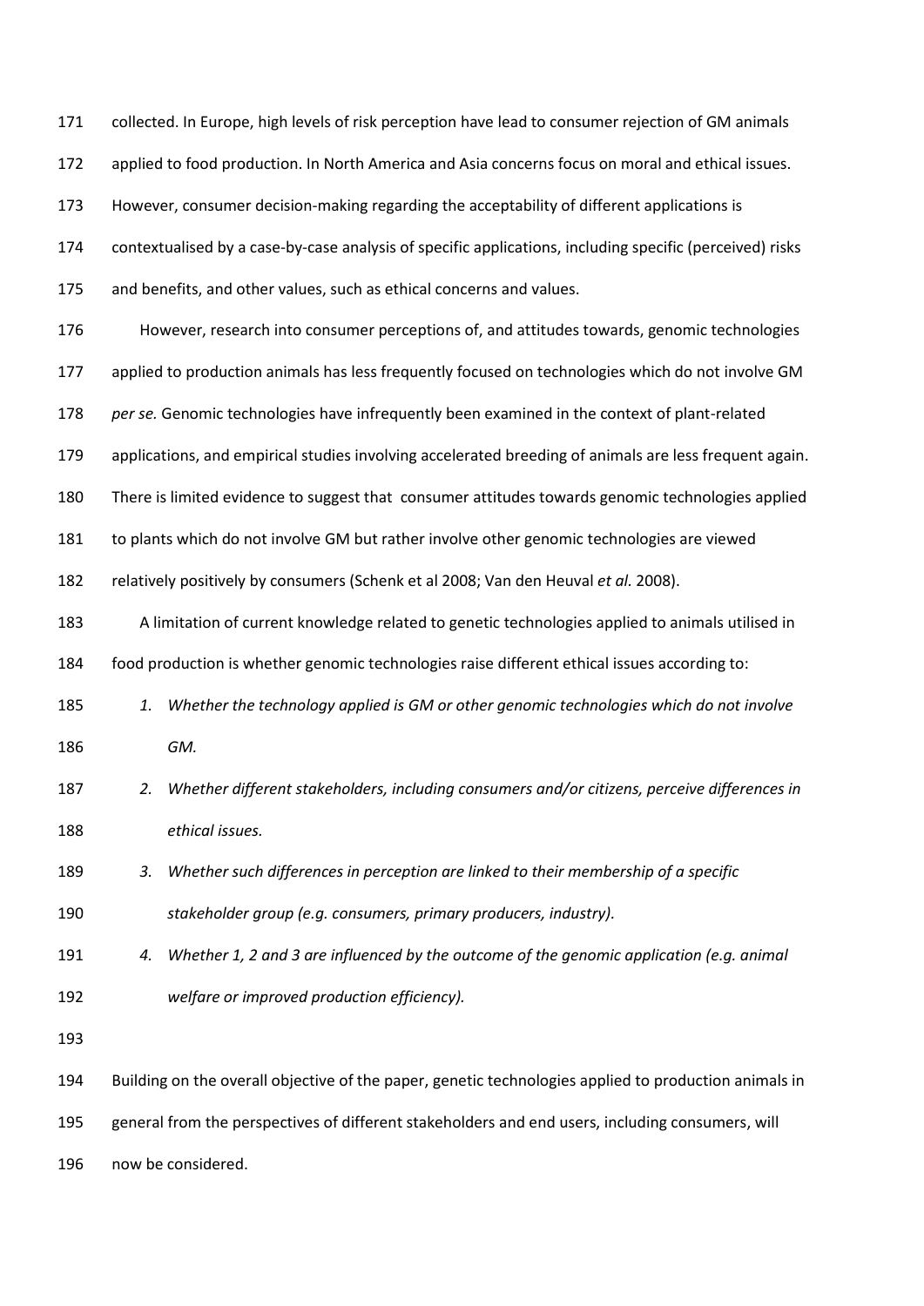collected. In Europe, high levels of risk perception have lead to consumer rejection of GM animals applied to food production. In North America and Asia concerns focus on moral and ethical issues. However, consumer decision-making regarding the acceptability of different applications is contextualised by a case-by-case analysis of specific applications, including specific (perceived) risks and benefits, and other values, such as ethical concerns and values.

However, research into consumer perceptions of, and attitudes towards, genomic technologies applied to production animals has less frequently focused on technologies which do not involve GM *per se.* Genomic technologies have infrequently been examined in the context of plant-related applications, and empirical studies involving accelerated breeding of animals are less frequent again. There is limited evidence to suggest that consumer attitudes towards genomic technologies applied to plants which do not involve GM but rather involve other genomic technologies are viewed relatively positively by consumers (Schenk et al 2008; Van den Heuval *et al.* 2008).

A limitation of current knowledge related to genetic technologies applied to animals utilised in food production is whether genomic technologies raise different ethical issues according to:

1. *Whether the technology applied is GM or other genomic technologies which do not involve GM.*
2. *Whether different stakeholders, including consumers and/or citizens, perceive differences in ethical issues.*
3. *Whether such differences in perception are linked to their membership of a specific stakeholder group (e.g. consumers, primary producers, industry).*
4. *Whether 1, 2 and 3 are influenced by the outcome of the genomic application (e.g. animal welfare or improved production efficiency).*

Building on the overall objective of the paper, genetic technologies applied to production animals in general from the perspectives of different stakeholders and end users, including consumers, will now be considered.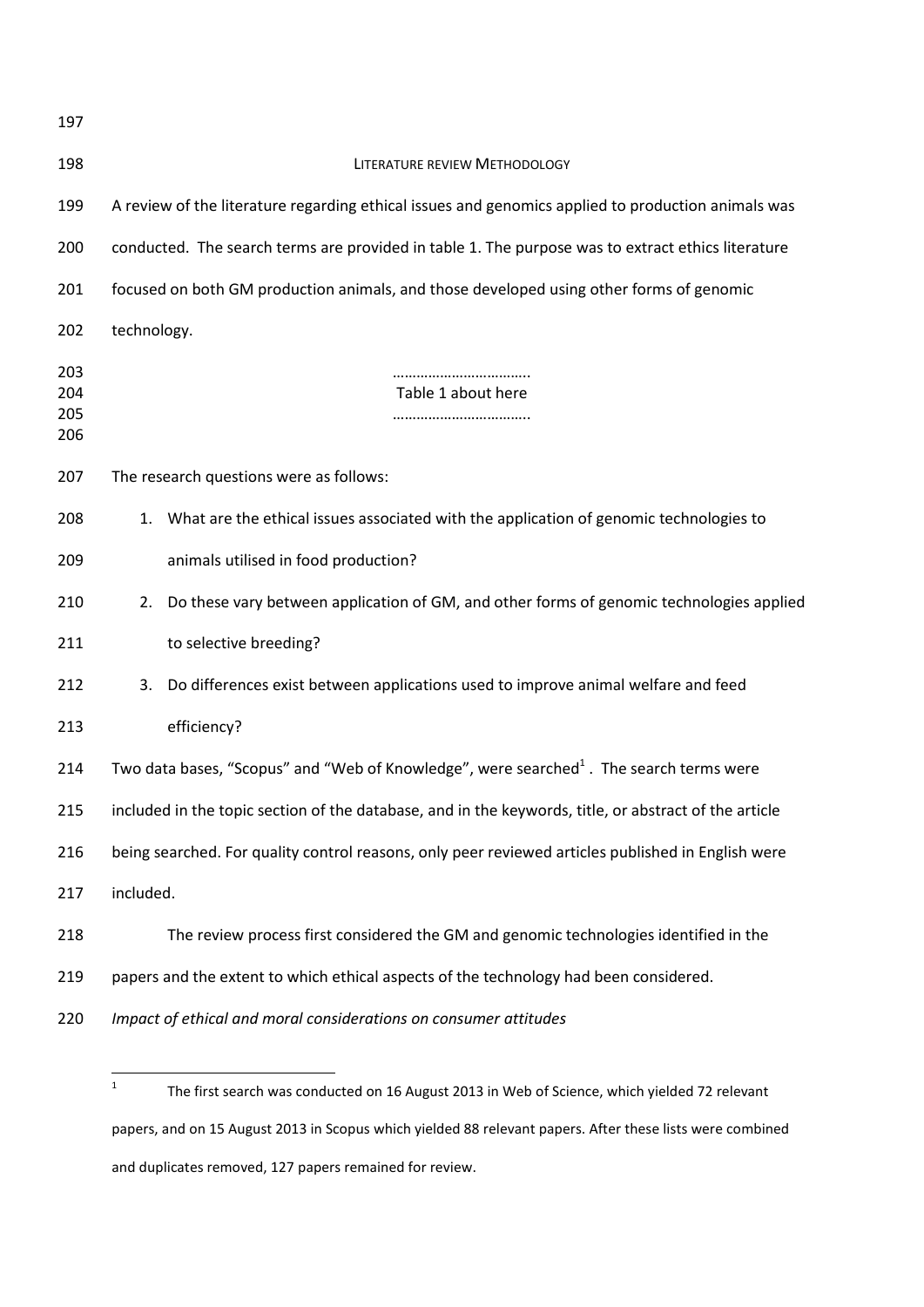## LITERATURE REVIEW METHODOLOGY

A review of the literature regarding ethical issues and genomics applied to production animals was conducted. The search terms are provided in table 1. The purpose was to extract ethics literature focused on both GM production animals, and those developed using other forms of genomic technology.

……………………………

Table 1 about here

……………………………

The research questions were as follows:

1. What are the ethical issues associated with the application of genomic technologies to animals utilised in food production?
2. Do these vary between application of GM, and other forms of genomic technologies applied to selective breeding?
3. Do differences exist between applications used to improve animal welfare and feed efficiency?

Two data bases, "Scopus" and "Web of Knowledge", were searched[1]. The search terms were included in the topic section of the database, and in the keywords, title, or abstract of the article being searched. For quality control reasons, only peer reviewed articles published in English were included.

The review process first considered the GM and genomic technologies identified in the papers and the extent to which ethical aspects of the technology had been considered.

*Impact of ethical and moral considerations on consumer attitudes*

[1] The first search was conducted on 16 August 2013 in Web of Science, which yielded 72 relevant papers, and on 15 August 2013 in Scopus which yielded 88 relevant papers. After these lists were combined and duplicates removed, 127 papers remained for review.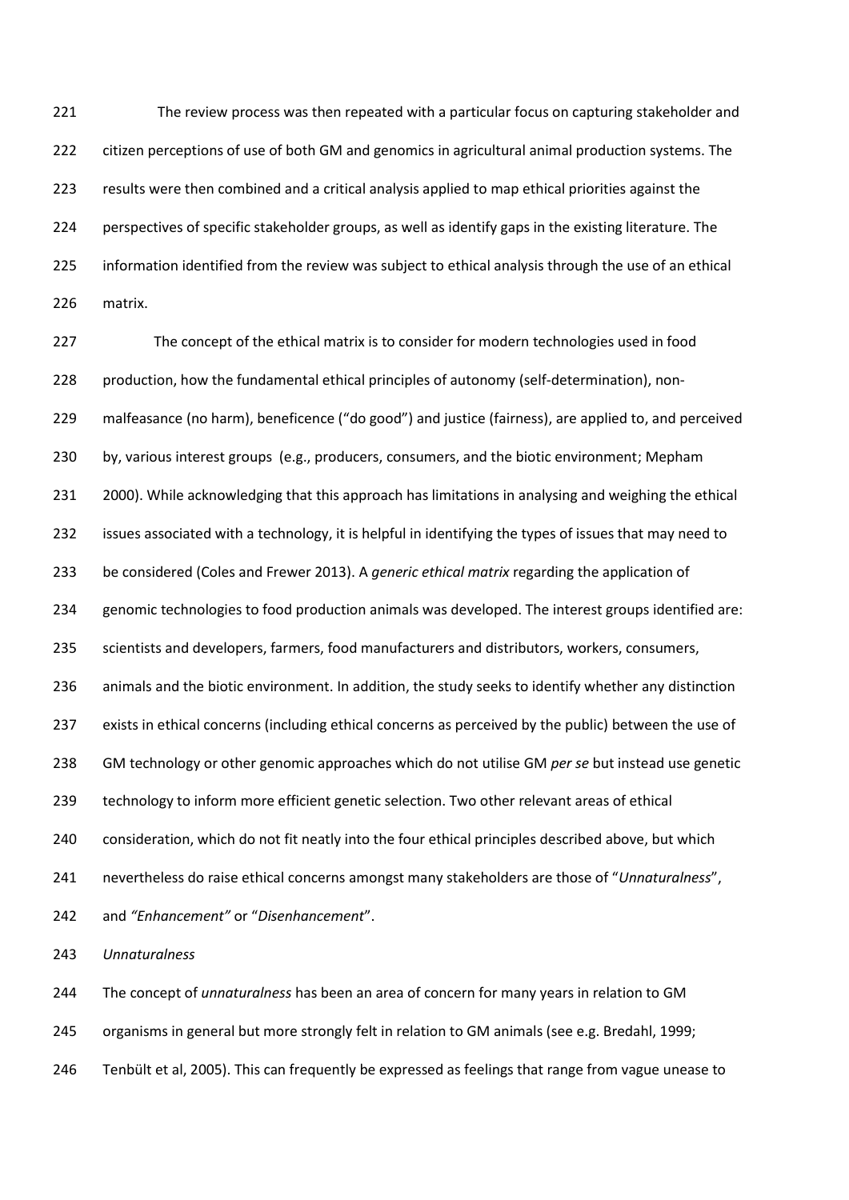The review process was then repeated with a particular focus on capturing stakeholder and citizen perceptions of use of both GM and genomics in agricultural animal production systems. The results were then combined and a critical analysis applied to map ethical priorities against the perspectives of specific stakeholder groups, as well as identify gaps in the existing literature. The information identified from the review was subject to ethical analysis through the use of an ethical matrix.

The concept of the ethical matrix is to consider for modern technologies used in food production, how the fundamental ethical principles of autonomy (self-determination), non-malfeasance (no harm), beneficence ("do good") and justice (fairness), are applied to, and perceived by, various interest groups (e.g., producers, consumers, and the biotic environment; Mepham 2000). While acknowledging that this approach has limitations in analysing and weighing the ethical issues associated with a technology, it is helpful in identifying the types of issues that may need to be considered (Coles and Frewer 2013). A *generic ethical matrix* regarding the application of genomic technologies to food production animals was developed. The interest groups identified are: scientists and developers, farmers, food manufacturers and distributors, workers, consumers, animals and the biotic environment. In addition, the study seeks to identify whether any distinction exists in ethical concerns (including ethical concerns as perceived by the public) between the use of GM technology or other genomic approaches which do not utilise GM *per se* but instead use genetic technology to inform more efficient genetic selection. Two other relevant areas of ethical consideration, which do not fit neatly into the four ethical principles described above, but which nevertheless do raise ethical concerns amongst many stakeholders are those of "*Unnaturalness*", and *"Enhancement"* or "*Disenhancement*".

*Unnaturalness*

The concept of *unnaturalness* has been an area of concern for many years in relation to GM organisms in general but more strongly felt in relation to GM animals (see e.g. Bredahl, 1999; Tenbült et al, 2005). This can frequently be expressed as feelings that range from vague unease to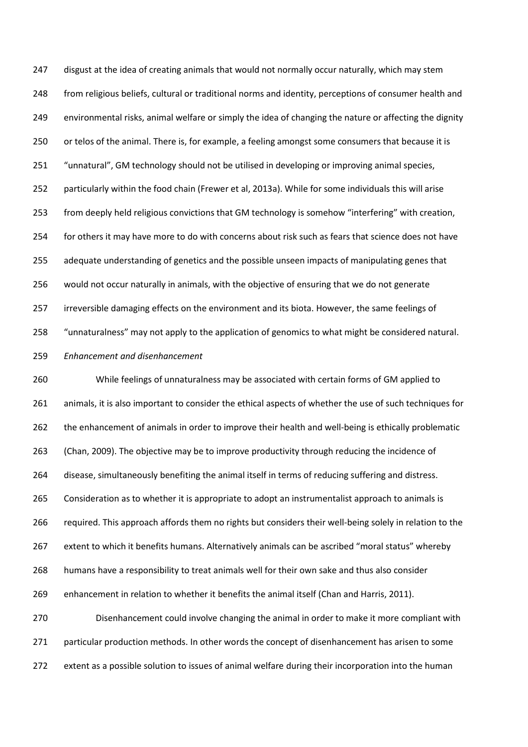disgust at the idea of creating animals that would not normally occur naturally, which may stem from religious beliefs, cultural or traditional norms and identity, perceptions of consumer health and environmental risks, animal welfare or simply the idea of changing the nature or affecting the dignity or telos of the animal. There is, for example, a feeling amongst some consumers that because it is "unnatural", GM technology should not be utilised in developing or improving animal species, particularly within the food chain (Frewer et al, 2013a). While for some individuals this will arise from deeply held religious convictions that GM technology is somehow "interfering" with creation, for others it may have more to do with concerns about risk such as fears that science does not have adequate understanding of genetics and the possible unseen impacts of manipulating genes that would not occur naturally in animals, with the objective of ensuring that we do not generate irreversible damaging effects on the environment and its biota. However, the same feelings of "unnaturalness" may not apply to the application of genomics to what might be considered natural.

*Enhancement and disenhancement*

While feelings of unnaturalness may be associated with certain forms of GM applied to animals, it is also important to consider the ethical aspects of whether the use of such techniques for the enhancement of animals in order to improve their health and well-being is ethically problematic (Chan, 2009). The objective may be to improve productivity through reducing the incidence of disease, simultaneously benefiting the animal itself in terms of reducing suffering and distress. Consideration as to whether it is appropriate to adopt an instrumentalist approach to animals is required. This approach affords them no rights but considers their well-being solely in relation to the extent to which it benefits humans. Alternatively animals can be ascribed "moral status" whereby humans have a responsibility to treat animals well for their own sake and thus also consider enhancement in relation to whether it benefits the animal itself (Chan and Harris, 2011).

Disenhancement could involve changing the animal in order to make it more compliant with particular production methods. In other words the concept of disenhancement has arisen to some extent as a possible solution to issues of animal welfare during their incorporation into the human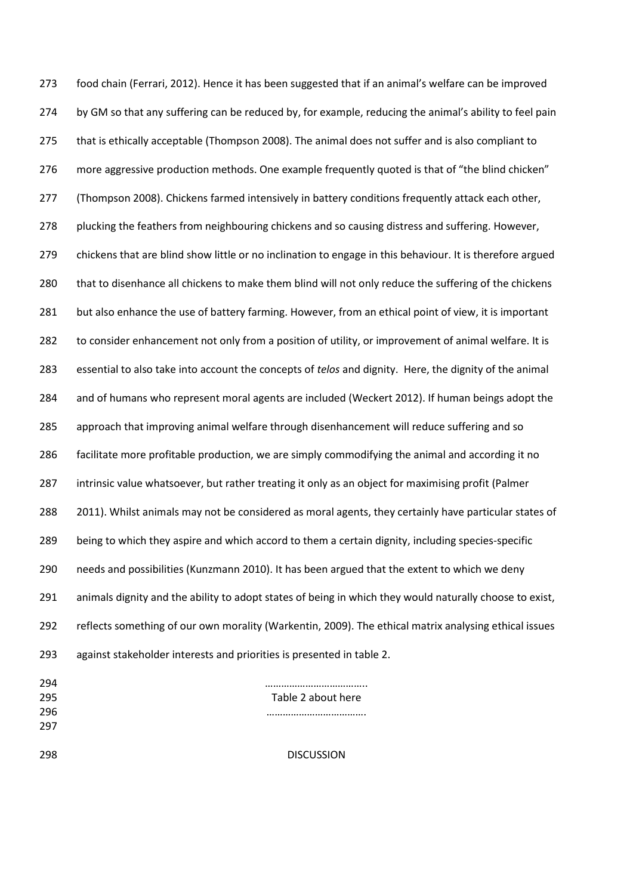food chain (Ferrari, 2012). Hence it has been suggested that if an animal's welfare can be improved by GM so that any suffering can be reduced by, for example, reducing the animal's ability to feel pain that is ethically acceptable (Thompson 2008). The animal does not suffer and is also compliant to more aggressive production methods. One example frequently quoted is that of "the blind chicken" (Thompson 2008). Chickens farmed intensively in battery conditions frequently attack each other, plucking the feathers from neighbouring chickens and so causing distress and suffering. However, chickens that are blind show little or no inclination to engage in this behaviour. It is therefore argued that to disenhance all chickens to make them blind will not only reduce the suffering of the chickens but also enhance the use of battery farming. However, from an ethical point of view, it is important to consider enhancement not only from a position of utility, or improvement of animal welfare. It is essential to also take into account the concepts of *telos* and dignity. Here, the dignity of the animal and of humans who represent moral agents are included (Weckert 2012). If human beings adopt the approach that improving animal welfare through disenhancement will reduce suffering and so facilitate more profitable production, we are simply commodifying the animal and according it no intrinsic value whatsoever, but rather treating it only as an object for maximising profit (Palmer 2011). Whilst animals may not be considered as moral agents, they certainly have particular states of being to which they aspire and which accord to them a certain dignity, including species-specific needs and possibilities (Kunzmann 2010). It has been argued that the extent to which we deny animals dignity and the ability to adopt states of being in which they would naturally choose to exist, reflects something of our own morality (Warkentin, 2009). The ethical matrix analysing ethical issues against stakeholder interests and priorities is presented in table 2.

………………………………..

Table 2 about here

……………………………….

## DISCUSSION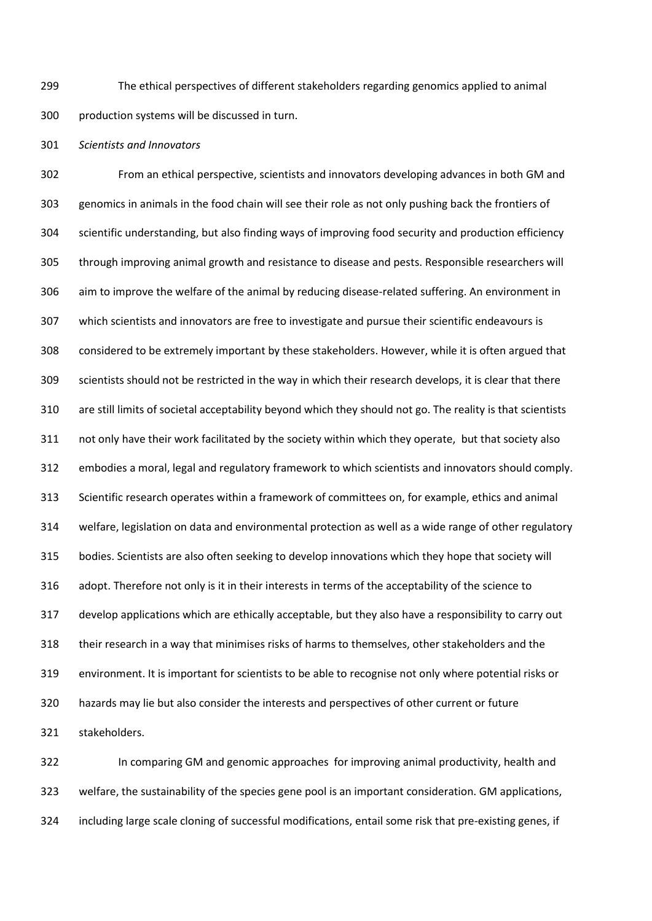The ethical perspectives of different stakeholders regarding genomics applied to animal production systems will be discussed in turn.

*Scientists and Innovators*

From an ethical perspective, scientists and innovators developing advances in both GM and genomics in animals in the food chain will see their role as not only pushing back the frontiers of scientific understanding, but also finding ways of improving food security and production efficiency through improving animal growth and resistance to disease and pests. Responsible researchers will aim to improve the welfare of the animal by reducing disease-related suffering. An environment in which scientists and innovators are free to investigate and pursue their scientific endeavours is considered to be extremely important by these stakeholders. However, while it is often argued that scientists should not be restricted in the way in which their research develops, it is clear that there are still limits of societal acceptability beyond which they should not go. The reality is that scientists not only have their work facilitated by the society within which they operate, but that society also embodies a moral, legal and regulatory framework to which scientists and innovators should comply. Scientific research operates within a framework of committees on, for example, ethics and animal welfare, legislation on data and environmental protection as well as a wide range of other regulatory bodies. Scientists are also often seeking to develop innovations which they hope that society will adopt. Therefore not only is it in their interests in terms of the acceptability of the science to develop applications which are ethically acceptable, but they also have a responsibility to carry out their research in a way that minimises risks of harms to themselves, other stakeholders and the environment. It is important for scientists to be able to recognise not only where potential risks or hazards may lie but also consider the interests and perspectives of other current or future stakeholders.

In comparing GM and genomic approaches for improving animal productivity, health and welfare, the sustainability of the species gene pool is an important consideration. GM applications, including large scale cloning of successful modifications, entail some risk that pre-existing genes, if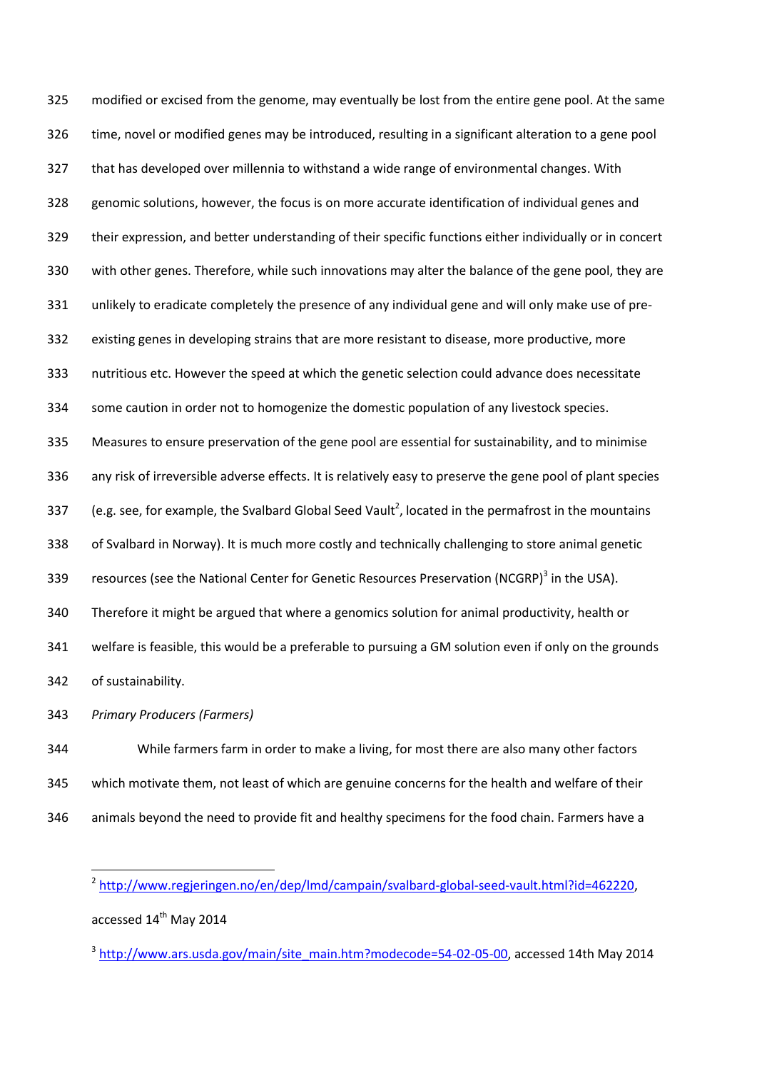modified or excised from the genome, may eventually be lost from the entire gene pool. At the same time, novel or modified genes may be introduced, resulting in a significant alteration to a gene pool that has developed over millennia to withstand a wide range of environmental changes. With genomic solutions, however, the focus is on more accurate identification of individual genes and their expression, and better understanding of their specific functions either individually or in concert with other genes. Therefore, while such innovations may alter the balance of the gene pool, they are unlikely to eradicate completely the presence of any individual gene and will only make use of pre-existing genes in developing strains that are more resistant to disease, more productive, more nutritious etc. However the speed at which the genetic selection could advance does necessitate some caution in order not to homogenize the domestic population of any livestock species. Measures to ensure preservation of the gene pool are essential for sustainability, and to minimise any risk of irreversible adverse effects. It is relatively easy to preserve the gene pool of plant species (e.g. see, for example, the Svalbard Global Seed Vault[2], located in the permafrost in the mountains of Svalbard in Norway). It is much more costly and technically challenging to store animal genetic resources (see the National Center for Genetic Resources Preservation (NCGRP)[3] in the USA). Therefore it might be argued that where a genomics solution for animal productivity, health or welfare is feasible, this would be a preferable to pursuing a GM solution even if only on the grounds of sustainability.

*Primary Producers (Farmers)*

While farmers farm in order to make a living, for most there are also many other factors which motivate them, not least of which are genuine concerns for the health and welfare of their animals beyond the need to provide fit and healthy specimens for the food chain. Farmers have a

---

[2] http://www.regjeringen.no/en/dep/lmd/campain/svalbard-global-seed-vault.html?id=462220, accessed 14th May 2014

[3] http://www.ars.usda.gov/main/site_main.htm?modecode=54-02-05-00, accessed 14th May 2014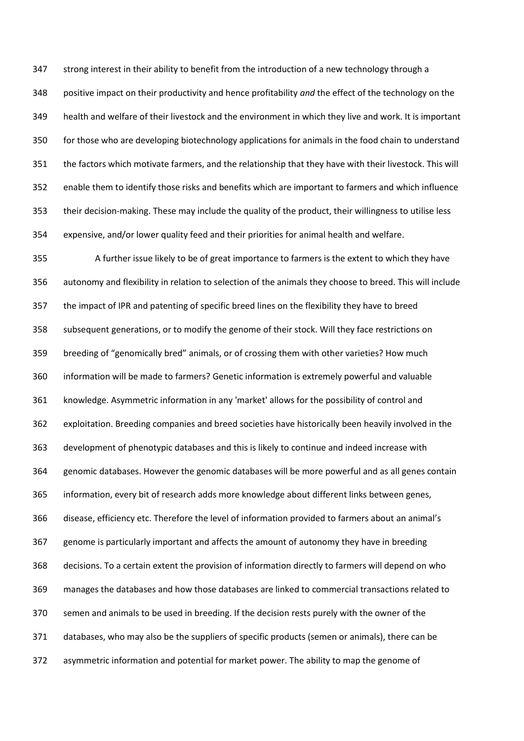strong interest in their ability to benefit from the introduction of a new technology through a positive impact on their productivity and hence profitability *and* the effect of the technology on the health and welfare of their livestock and the environment in which they live and work. It is important for those who are developing biotechnology applications for animals in the food chain to understand the factors which motivate farmers, and the relationship that they have with their livestock. This will enable them to identify those risks and benefits which are important to farmers and which influence their decision-making. These may include the quality of the product, their willingness to utilise less expensive, and/or lower quality feed and their priorities for animal health and welfare.

A further issue likely to be of great importance to farmers is the extent to which they have autonomy and flexibility in relation to selection of the animals they choose to breed. This will include the impact of IPR and patenting of specific breed lines on the flexibility they have to breed subsequent generations, or to modify the genome of their stock. Will they face restrictions on breeding of "genomically bred" animals, or of crossing them with other varieties? How much information will be made to farmers? Genetic information is extremely powerful and valuable knowledge. Asymmetric information in any 'market' allows for the possibility of control and exploitation. Breeding companies and breed societies have historically been heavily involved in the development of phenotypic databases and this is likely to continue and indeed increase with genomic databases. However the genomic databases will be more powerful and as all genes contain information, every bit of research adds more knowledge about different links between genes, disease, efficiency etc. Therefore the level of information provided to farmers about an animal's genome is particularly important and affects the amount of autonomy they have in breeding decisions. To a certain extent the provision of information directly to farmers will depend on who manages the databases and how those databases are linked to commercial transactions related to semen and animals to be used in breeding. If the decision rests purely with the owner of the databases, who may also be the suppliers of specific products (semen or animals), there can be asymmetric information and potential for market power. The ability to map the genome of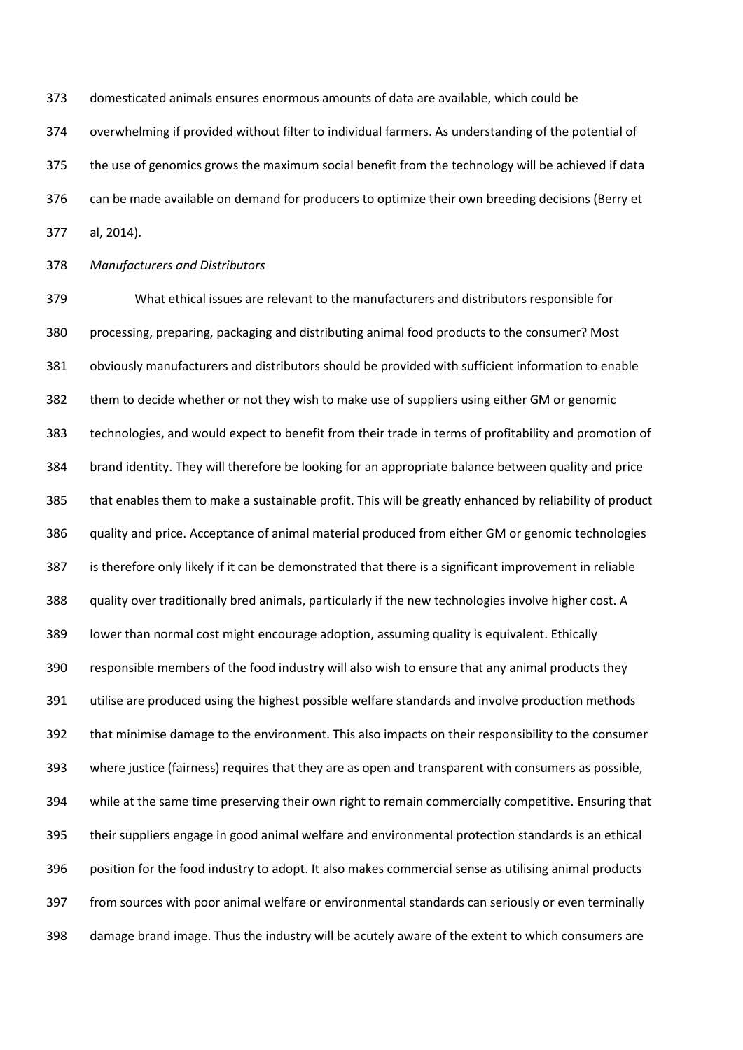domesticated animals ensures enormous amounts of data are available, which could be overwhelming if provided without filter to individual farmers. As understanding of the potential of the use of genomics grows the maximum social benefit from the technology will be achieved if data can be made available on demand for producers to optimize their own breeding decisions (Berry et al, 2014).

*Manufacturers and Distributors*

What ethical issues are relevant to the manufacturers and distributors responsible for processing, preparing, packaging and distributing animal food products to the consumer? Most obviously manufacturers and distributors should be provided with sufficient information to enable them to decide whether or not they wish to make use of suppliers using either GM or genomic technologies, and would expect to benefit from their trade in terms of profitability and promotion of brand identity. They will therefore be looking for an appropriate balance between quality and price that enables them to make a sustainable profit. This will be greatly enhanced by reliability of product quality and price. Acceptance of animal material produced from either GM or genomic technologies is therefore only likely if it can be demonstrated that there is a significant improvement in reliable quality over traditionally bred animals, particularly if the new technologies involve higher cost. A lower than normal cost might encourage adoption, assuming quality is equivalent. Ethically responsible members of the food industry will also wish to ensure that any animal products they utilise are produced using the highest possible welfare standards and involve production methods that minimise damage to the environment. This also impacts on their responsibility to the consumer where justice (fairness) requires that they are as open and transparent with consumers as possible, while at the same time preserving their own right to remain commercially competitive. Ensuring that their suppliers engage in good animal welfare and environmental protection standards is an ethical position for the food industry to adopt. It also makes commercial sense as utilising animal products from sources with poor animal welfare or environmental standards can seriously or even terminally damage brand image. Thus the industry will be acutely aware of the extent to which consumers are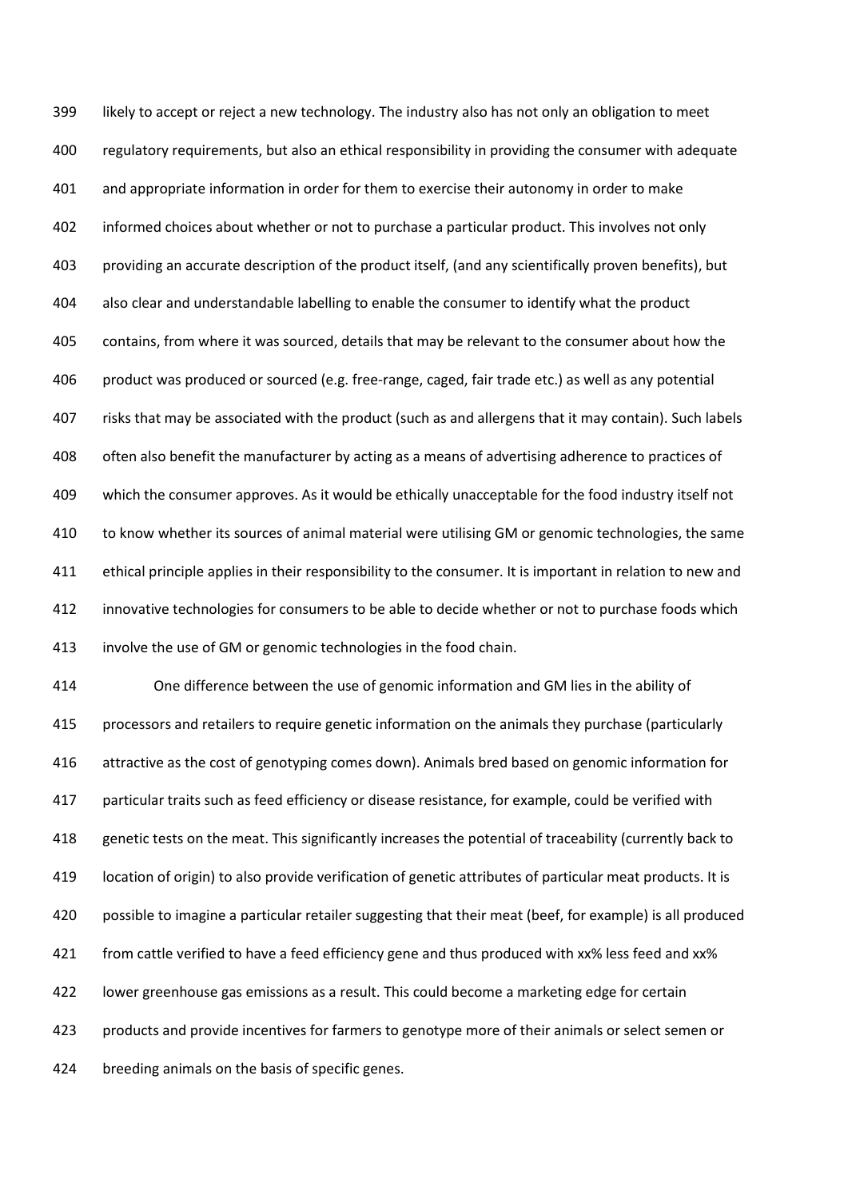likely to accept or reject a new technology. The industry also has not only an obligation to meet regulatory requirements, but also an ethical responsibility in providing the consumer with adequate and appropriate information in order for them to exercise their autonomy in order to make informed choices about whether or not to purchase a particular product. This involves not only providing an accurate description of the product itself, (and any scientifically proven benefits), but also clear and understandable labelling to enable the consumer to identify what the product contains, from where it was sourced, details that may be relevant to the consumer about how the product was produced or sourced (e.g. free-range, caged, fair trade etc.) as well as any potential risks that may be associated with the product (such as and allergens that it may contain). Such labels often also benefit the manufacturer by acting as a means of advertising adherence to practices of which the consumer approves. As it would be ethically unacceptable for the food industry itself not to know whether its sources of animal material were utilising GM or genomic technologies, the same ethical principle applies in their responsibility to the consumer. It is important in relation to new and innovative technologies for consumers to be able to decide whether or not to purchase foods which involve the use of GM or genomic technologies in the food chain.

One difference between the use of genomic information and GM lies in the ability of processors and retailers to require genetic information on the animals they purchase (particularly attractive as the cost of genotyping comes down). Animals bred based on genomic information for particular traits such as feed efficiency or disease resistance, for example, could be verified with genetic tests on the meat. This significantly increases the potential of traceability (currently back to location of origin) to also provide verification of genetic attributes of particular meat products. It is possible to imagine a particular retailer suggesting that their meat (beef, for example) is all produced from cattle verified to have a feed efficiency gene and thus produced with xx% less feed and xx% lower greenhouse gas emissions as a result. This could become a marketing edge for certain products and provide incentives for farmers to genotype more of their animals or select semen or breeding animals on the basis of specific genes.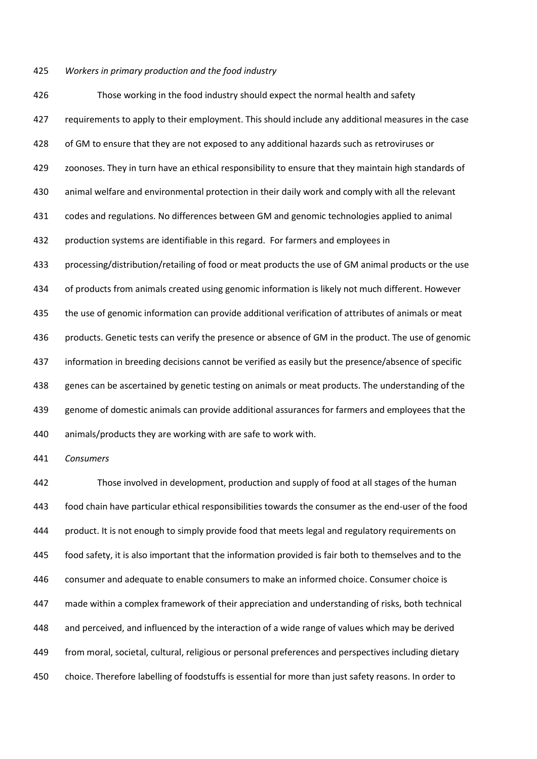*Workers in primary production and the food industry*

Those working in the food industry should expect the normal health and safety requirements to apply to their employment. This should include any additional measures in the case of GM to ensure that they are not exposed to any additional hazards such as retroviruses or zoonoses. They in turn have an ethical responsibility to ensure that they maintain high standards of animal welfare and environmental protection in their daily work and comply with all the relevant codes and regulations. No differences between GM and genomic technologies applied to animal production systems are identifiable in this regard. For farmers and employees in processing/distribution/retailing of food or meat products the use of GM animal products or the use of products from animals created using genomic information is likely not much different. However the use of genomic information can provide additional verification of attributes of animals or meat products. Genetic tests can verify the presence or absence of GM in the product. The use of genomic information in breeding decisions cannot be verified as easily but the presence/absence of specific genes can be ascertained by genetic testing on animals or meat products. The understanding of the genome of domestic animals can provide additional assurances for farmers and employees that the animals/products they are working with are safe to work with.

*Consumers*

Those involved in development, production and supply of food at all stages of the human food chain have particular ethical responsibilities towards the consumer as the end-user of the food product. It is not enough to simply provide food that meets legal and regulatory requirements on food safety, it is also important that the information provided is fair both to themselves and to the consumer and adequate to enable consumers to make an informed choice. Consumer choice is made within a complex framework of their appreciation and understanding of risks, both technical and perceived, and influenced by the interaction of a wide range of values which may be derived from moral, societal, cultural, religious or personal preferences and perspectives including dietary choice. Therefore labelling of foodstuffs is essential for more than just safety reasons. In order to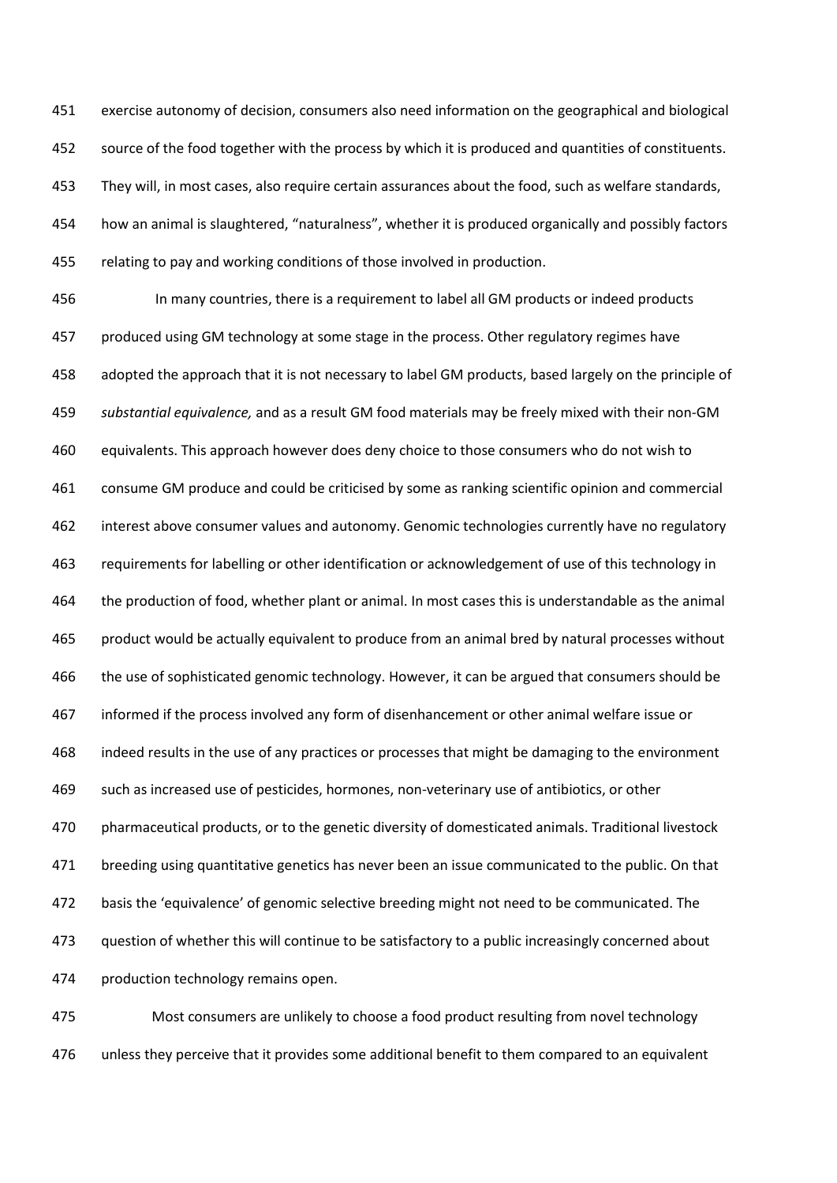exercise autonomy of decision, consumers also need information on the geographical and biological source of the food together with the process by which it is produced and quantities of constituents. They will, in most cases, also require certain assurances about the food, such as welfare standards, how an animal is slaughtered, "naturalness", whether it is produced organically and possibly factors relating to pay and working conditions of those involved in production.

In many countries, there is a requirement to label all GM products or indeed products produced using GM technology at some stage in the process. Other regulatory regimes have adopted the approach that it is not necessary to label GM products, based largely on the principle of *substantial equivalence,* and as a result GM food materials may be freely mixed with their non-GM equivalents. This approach however does deny choice to those consumers who do not wish to consume GM produce and could be criticised by some as ranking scientific opinion and commercial interest above consumer values and autonomy. Genomic technologies currently have no regulatory requirements for labelling or other identification or acknowledgement of use of this technology in the production of food, whether plant or animal. In most cases this is understandable as the animal product would be actually equivalent to produce from an animal bred by natural processes without the use of sophisticated genomic technology. However, it can be argued that consumers should be informed if the process involved any form of disenhancement or other animal welfare issue or indeed results in the use of any practices or processes that might be damaging to the environment such as increased use of pesticides, hormones, non-veterinary use of antibiotics, or other pharmaceutical products, or to the genetic diversity of domesticated animals. Traditional livestock breeding using quantitative genetics has never been an issue communicated to the public. On that basis the 'equivalence' of genomic selective breeding might not need to be communicated. The question of whether this will continue to be satisfactory to a public increasingly concerned about production technology remains open.

Most consumers are unlikely to choose a food product resulting from novel technology unless they perceive that it provides some additional benefit to them compared to an equivalent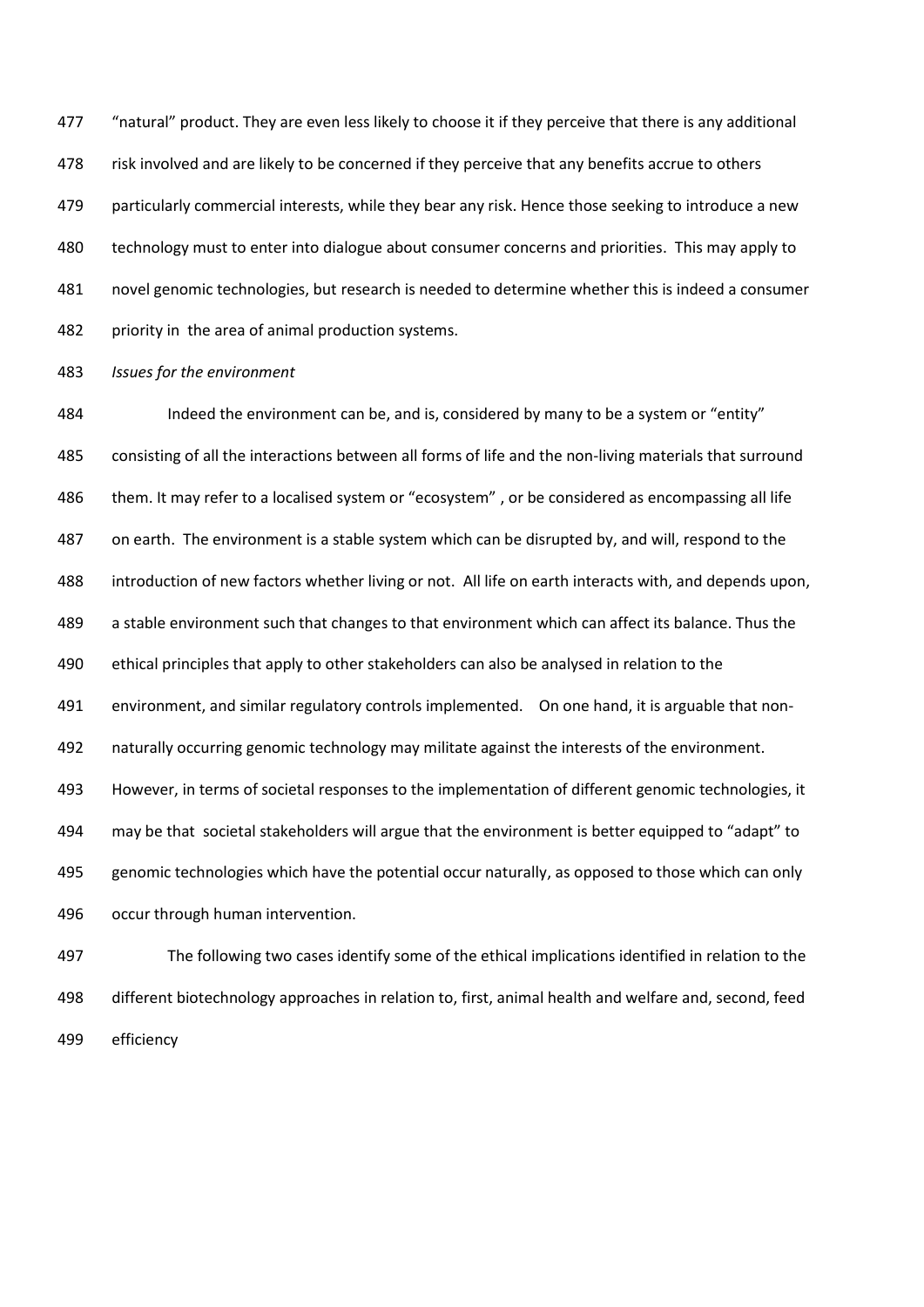"natural" product. They are even less likely to choose it if they perceive that there is any additional risk involved and are likely to be concerned if they perceive that any benefits accrue to others particularly commercial interests, while they bear any risk. Hence those seeking to introduce a new technology must to enter into dialogue about consumer concerns and priorities. This may apply to novel genomic technologies, but research is needed to determine whether this is indeed a consumer priority in the area of animal production systems.

*Issues for the environment*

Indeed the environment can be, and is, considered by many to be a system or "entity" consisting of all the interactions between all forms of life and the non-living materials that surround them. It may refer to a localised system or "ecosystem" , or be considered as encompassing all life on earth. The environment is a stable system which can be disrupted by, and will, respond to the introduction of new factors whether living or not. All life on earth interacts with, and depends upon, a stable environment such that changes to that environment which can affect its balance. Thus the ethical principles that apply to other stakeholders can also be analysed in relation to the environment, and similar regulatory controls implemented. On one hand, it is arguable that non-naturally occurring genomic technology may militate against the interests of the environment. However, in terms of societal responses to the implementation of different genomic technologies, it may be that societal stakeholders will argue that the environment is better equipped to "adapt" to genomic technologies which have the potential occur naturally, as opposed to those which can only occur through human intervention.

The following two cases identify some of the ethical implications identified in relation to the different biotechnology approaches in relation to, first, animal health and welfare and, second, feed efficiency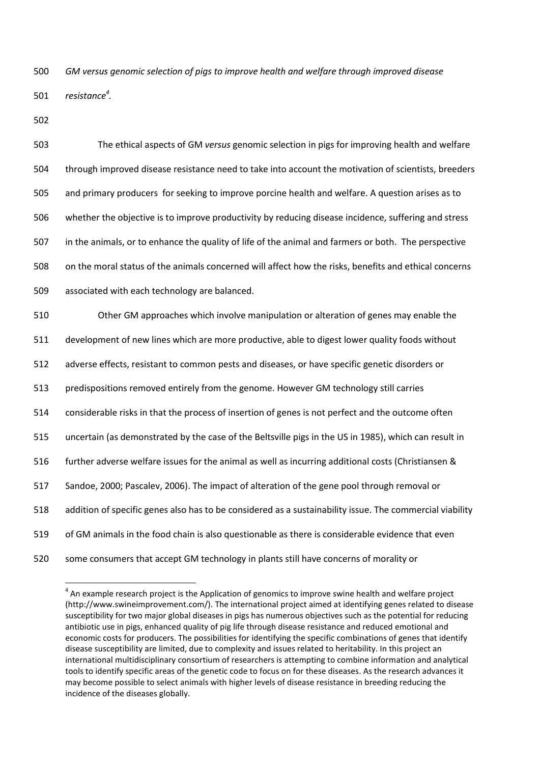*GM versus genomic selection of pigs to improve health and welfare through improved disease resistance*[4].

The ethical aspects of GM *versus* genomic selection in pigs for improving health and welfare through improved disease resistance need to take into account the motivation of scientists, breeders and primary producers for seeking to improve porcine health and welfare. A question arises as to whether the objective is to improve productivity by reducing disease incidence, suffering and stress in the animals, or to enhance the quality of life of the animal and farmers or both. The perspective on the moral status of the animals concerned will affect how the risks, benefits and ethical concerns associated with each technology are balanced.

Other GM approaches which involve manipulation or alteration of genes may enable the development of new lines which are more productive, able to digest lower quality foods without adverse effects, resistant to common pests and diseases, or have specific genetic disorders or predispositions removed entirely from the genome. However GM technology still carries considerable risks in that the process of insertion of genes is not perfect and the outcome often uncertain (as demonstrated by the case of the Beltsville pigs in the US in 1985), which can result in further adverse welfare issues for the animal as well as incurring additional costs (Christiansen & Sandoe, 2000; Pascalev, 2006). The impact of alteration of the gene pool through removal or addition of specific genes also has to be considered as a sustainability issue. The commercial viability of GM animals in the food chain is also questionable as there is considerable evidence that even some consumers that accept GM technology in plants still have concerns of morality or

[4] An example research project is the Application of genomics to improve swine health and welfare project (http://www.swineimprovement.com/). The international project aimed at identifying genes related to disease susceptibility for two major global diseases in pigs has numerous objectives such as the potential for reducing antibiotic use in pigs, enhanced quality of pig life through disease resistance and reduced emotional and economic costs for producers. The possibilities for identifying the specific combinations of genes that identify disease susceptibility are limited, due to complexity and issues related to heritability. In this project an international multidisciplinary consortium of researchers is attempting to combine information and analytical tools to identify specific areas of the genetic code to focus on for these diseases. As the research advances it may become possible to select animals with higher levels of disease resistance in breeding reducing the incidence of the diseases globally.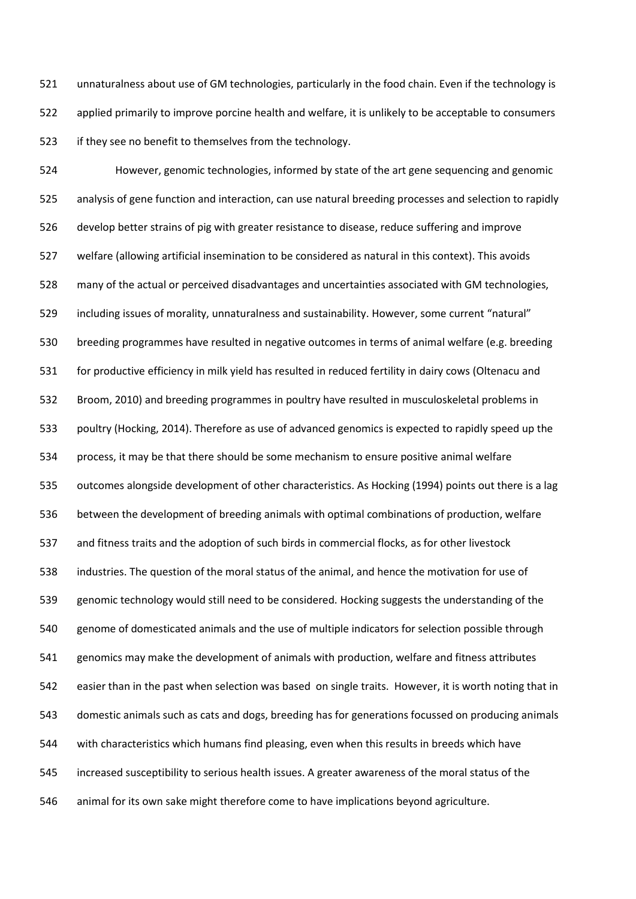unnaturalness about use of GM technologies, particularly in the food chain. Even if the technology is applied primarily to improve porcine health and welfare, it is unlikely to be acceptable to consumers if they see no benefit to themselves from the technology.

However, genomic technologies, informed by state of the art gene sequencing and genomic analysis of gene function and interaction, can use natural breeding processes and selection to rapidly develop better strains of pig with greater resistance to disease, reduce suffering and improve welfare (allowing artificial insemination to be considered as natural in this context). This avoids many of the actual or perceived disadvantages and uncertainties associated with GM technologies, including issues of morality, unnaturalness and sustainability. However, some current "natural" breeding programmes have resulted in negative outcomes in terms of animal welfare (e.g. breeding for productive efficiency in milk yield has resulted in reduced fertility in dairy cows (Oltenacu and Broom, 2010) and breeding programmes in poultry have resulted in musculoskeletal problems in poultry (Hocking, 2014). Therefore as use of advanced genomics is expected to rapidly speed up the process, it may be that there should be some mechanism to ensure positive animal welfare outcomes alongside development of other characteristics. As Hocking (1994) points out there is a lag between the development of breeding animals with optimal combinations of production, welfare and fitness traits and the adoption of such birds in commercial flocks, as for other livestock industries. The question of the moral status of the animal, and hence the motivation for use of genomic technology would still need to be considered. Hocking suggests the understanding of the genome of domesticated animals and the use of multiple indicators for selection possible through genomics may make the development of animals with production, welfare and fitness attributes easier than in the past when selection was based on single traits. However, it is worth noting that in domestic animals such as cats and dogs, breeding has for generations focussed on producing animals with characteristics which humans find pleasing, even when this results in breeds which have increased susceptibility to serious health issues. A greater awareness of the moral status of the animal for its own sake might therefore come to have implications beyond agriculture.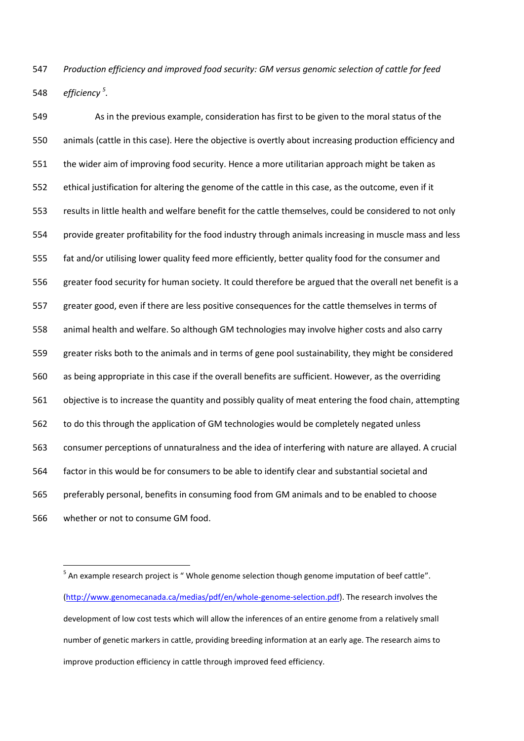*Production efficiency and improved food security: GM versus genomic selection of cattle for feed efficiency* [5].

As in the previous example, consideration has first to be given to the moral status of the animals (cattle in this case). Here the objective is overtly about increasing production efficiency and the wider aim of improving food security. Hence a more utilitarian approach might be taken as ethical justification for altering the genome of the cattle in this case, as the outcome, even if it results in little health and welfare benefit for the cattle themselves, could be considered to not only provide greater profitability for the food industry through animals increasing in muscle mass and less fat and/or utilising lower quality feed more efficiently, better quality food for the consumer and greater food security for human society. It could therefore be argued that the overall net benefit is a greater good, even if there are less positive consequences for the cattle themselves in terms of animal health and welfare. So although GM technologies may involve higher costs and also carry greater risks both to the animals and in terms of gene pool sustainability, they might be considered as being appropriate in this case if the overall benefits are sufficient. However, as the overriding objective is to increase the quantity and possibly quality of meat entering the food chain, attempting to do this through the application of GM technologies would be completely negated unless consumer perceptions of unnaturalness and the idea of interfering with nature are allayed. A crucial factor in this would be for consumers to be able to identify clear and substantial societal and preferably personal, benefits in consuming food from GM animals and to be enabled to choose whether or not to consume GM food.

---

[5] An example research project is " Whole genome selection though genome imputation of beef cattle". (http://www.genomecanada.ca/medias/pdf/en/whole-genome-selection.pdf). The research involves the development of low cost tests which will allow the inferences of an entire genome from a relatively small number of genetic markers in cattle, providing breeding information at an early age. The research aims to improve production efficiency in cattle through improved feed efficiency.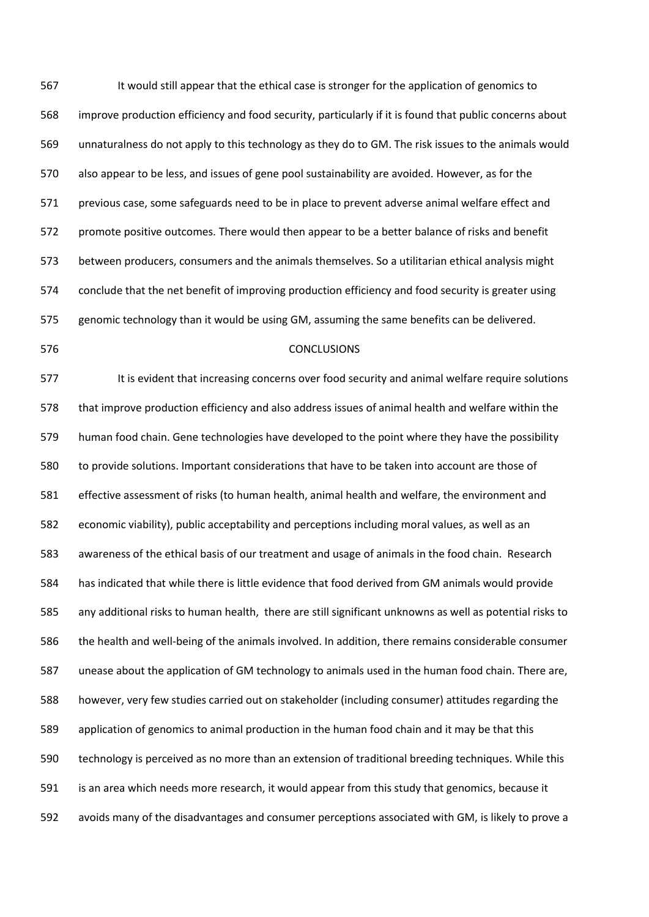It would still appear that the ethical case is stronger for the application of genomics to improve production efficiency and food security, particularly if it is found that public concerns about unnaturalness do not apply to this technology as they do to GM. The risk issues to the animals would also appear to be less, and issues of gene pool sustainability are avoided. However, as for the previous case, some safeguards need to be in place to prevent adverse animal welfare effect and promote positive outcomes. There would then appear to be a better balance of risks and benefit between producers, consumers and the animals themselves. So a utilitarian ethical analysis might conclude that the net benefit of improving production efficiency and food security is greater using genomic technology than it would be using GM, assuming the same benefits can be delivered.

## CONCLUSIONS

It is evident that increasing concerns over food security and animal welfare require solutions that improve production efficiency and also address issues of animal health and welfare within the human food chain. Gene technologies have developed to the point where they have the possibility to provide solutions. Important considerations that have to be taken into account are those of effective assessment of risks (to human health, animal health and welfare, the environment and economic viability), public acceptability and perceptions including moral values, as well as an awareness of the ethical basis of our treatment and usage of animals in the food chain. Research has indicated that while there is little evidence that food derived from GM animals would provide any additional risks to human health, there are still significant unknowns as well as potential risks to the health and well-being of the animals involved. In addition, there remains considerable consumer unease about the application of GM technology to animals used in the human food chain. There are, however, very few studies carried out on stakeholder (including consumer) attitudes regarding the application of genomics to animal production in the human food chain and it may be that this technology is perceived as no more than an extension of traditional breeding techniques. While this is an area which needs more research, it would appear from this study that genomics, because it avoids many of the disadvantages and consumer perceptions associated with GM, is likely to prove a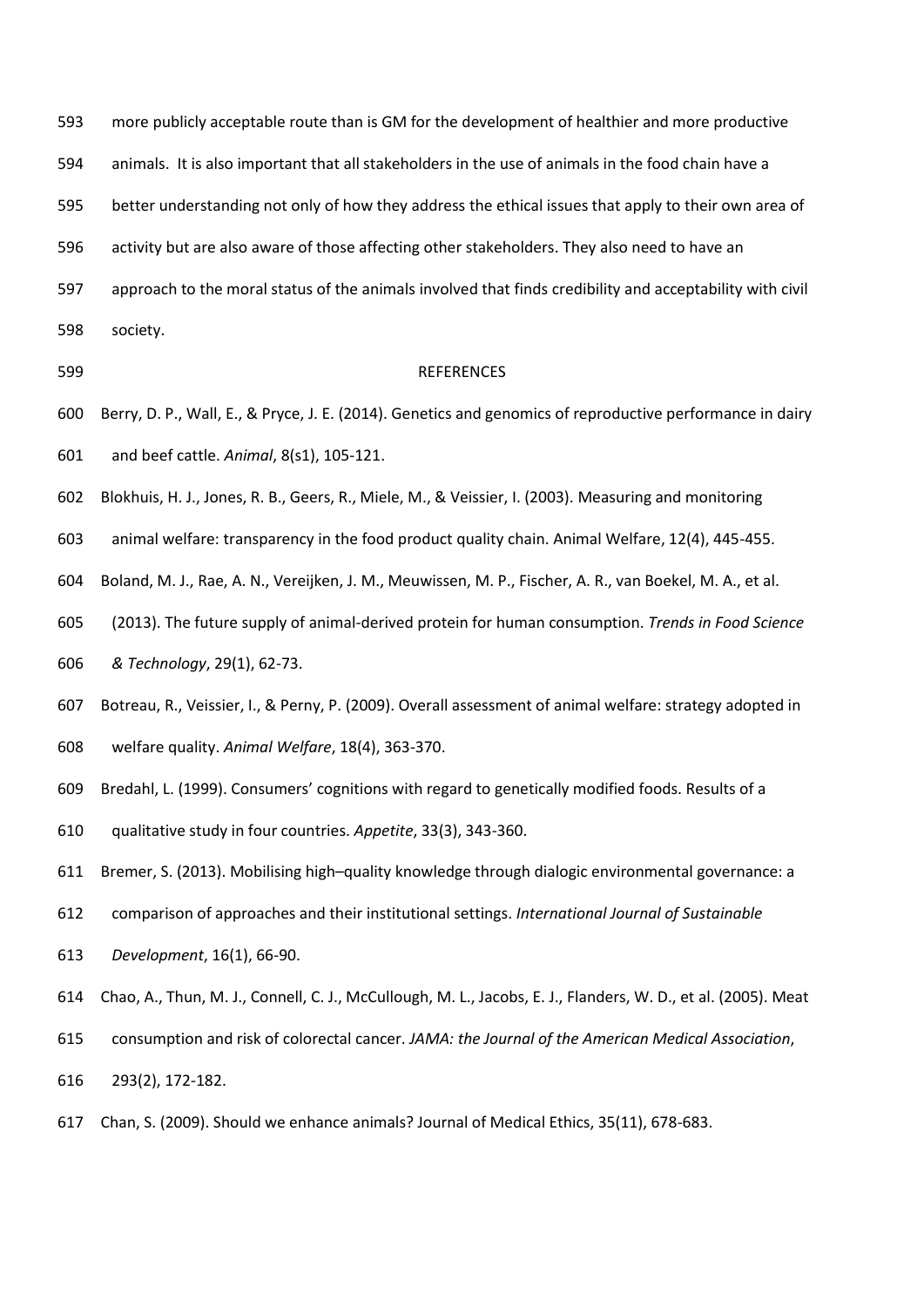more publicly acceptable route than is GM for the development of healthier and more productive animals. It is also important that all stakeholders in the use of animals in the food chain have a better understanding not only of how they address the ethical issues that apply to their own area of activity but are also aware of those affecting other stakeholders. They also need to have an approach to the moral status of the animals involved that finds credibility and acceptability with civil society.

## REFERENCES

Berry, D. P., Wall, E., & Pryce, J. E. (2014). Genetics and genomics of reproductive performance in dairy and beef cattle. *Animal*, 8(s1), 105-121.

Blokhuis, H. J., Jones, R. B., Geers, R., Miele, M., & Veissier, I. (2003). Measuring and monitoring animal welfare: transparency in the food product quality chain. Animal Welfare, 12(4), 445-455.

Boland, M. J., Rae, A. N., Vereijken, J. M., Meuwissen, M. P., Fischer, A. R., van Boekel, M. A., et al. (2013). The future supply of animal-derived protein for human consumption. *Trends in Food Science & Technology*, 29(1), 62-73.

Botreau, R., Veissier, I., & Perny, P. (2009). Overall assessment of animal welfare: strategy adopted in welfare quality. *Animal Welfare*, 18(4), 363-370.

Bredahl, L. (1999). Consumers' cognitions with regard to genetically modified foods. Results of a qualitative study in four countries. *Appetite*, 33(3), 343-360.

Bremer, S. (2013). Mobilising high–quality knowledge through dialogic environmental governance: a comparison of approaches and their institutional settings. *International Journal of Sustainable Development*, 16(1), 66-90.

Chao, A., Thun, M. J., Connell, C. J., McCullough, M. L., Jacobs, E. J., Flanders, W. D., et al. (2005). Meat consumption and risk of colorectal cancer. *JAMA: the Journal of the American Medical Association*, 293(2), 172-182.

Chan, S. (2009). Should we enhance animals? Journal of Medical Ethics, 35(11), 678-683.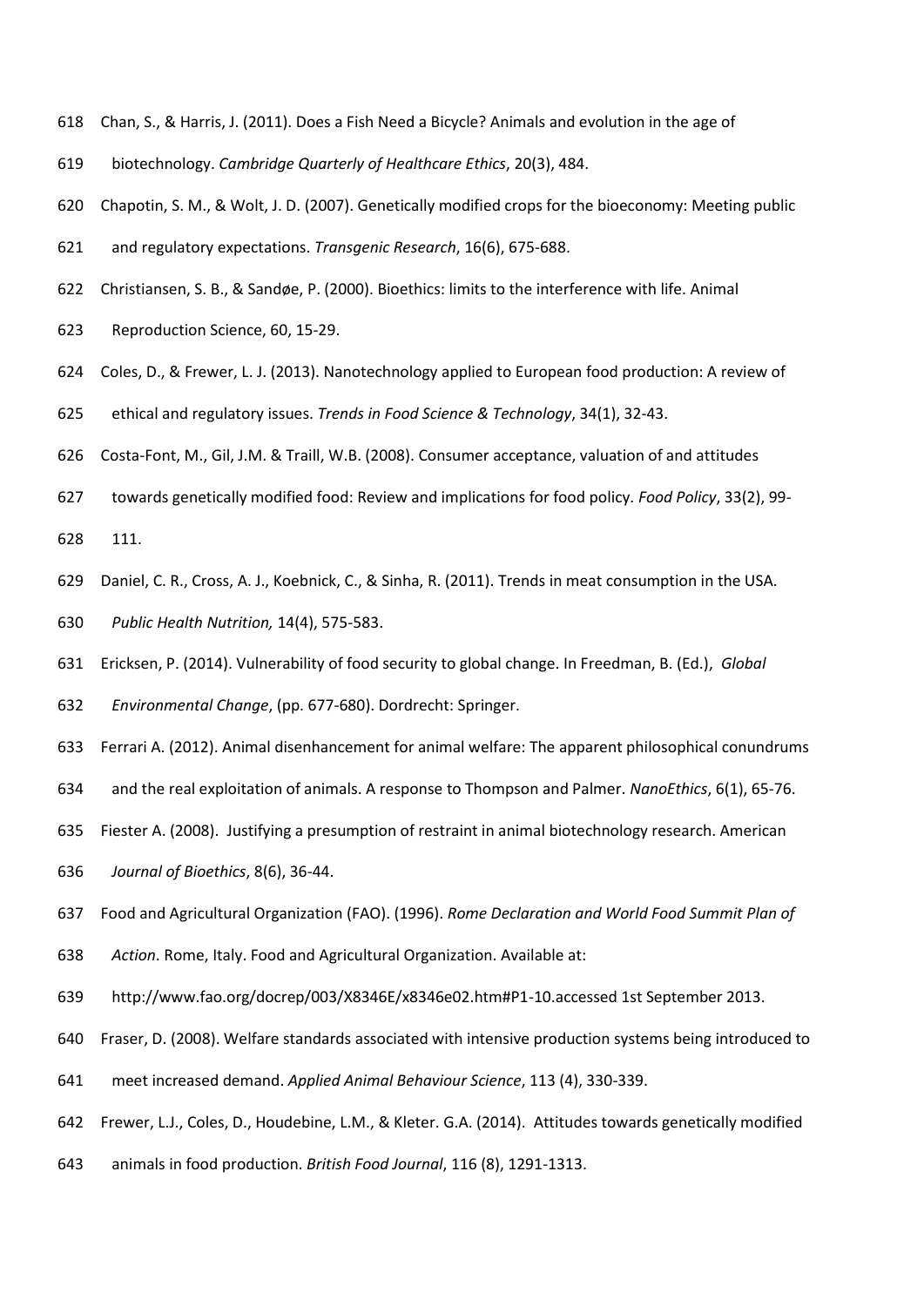Chan, S., & Harris, J. (2011). Does a Fish Need a Bicycle? Animals and evolution in the age of biotechnology. *Cambridge Quarterly of Healthcare Ethics*, 20(3), 484.

Chapotin, S. M., & Wolt, J. D. (2007). Genetically modified crops for the bioeconomy: Meeting public and regulatory expectations. *Transgenic Research*, 16(6), 675-688.

Christiansen, S. B., & Sandøe, P. (2000). Bioethics: limits to the interference with life. Animal Reproduction Science, 60, 15-29.

Coles, D., & Frewer, L. J. (2013). Nanotechnology applied to European food production: A review of ethical and regulatory issues. *Trends in Food Science & Technology*, 34(1), 32-43.

Costa-Font, M., Gil, J.M. & Traill, W.B. (2008). Consumer acceptance, valuation of and attitudes towards genetically modified food: Review and implications for food policy. *Food Policy*, 33(2), 99-111.

Daniel, C. R., Cross, A. J., Koebnick, C., & Sinha, R. (2011). Trends in meat consumption in the USA. *Public Health Nutrition,* 14(4), 575-583.

Ericksen, P. (2014). Vulnerability of food security to global change. In Freedman, B. (Ed.), *Global Environmental Change*, (pp. 677-680). Dordrecht: Springer.

Ferrari A. (2012). Animal disenhancement for animal welfare: The apparent philosophical conundrums and the real exploitation of animals. A response to Thompson and Palmer. *NanoEthics*, 6(1), 65-76.

Fiester A. (2008). Justifying a presumption of restraint in animal biotechnology research. American *Journal of Bioethics*, 8(6), 36-44.

Food and Agricultural Organization (FAO). (1996). *Rome Declaration and World Food Summit Plan of Action*. Rome, Italy. Food and Agricultural Organization. Available at: http://www.fao.org/docrep/003/X8346E/x8346e02.htm#P1-10.accessed 1st September 2013.

Fraser, D. (2008). Welfare standards associated with intensive production systems being introduced to meet increased demand. *Applied Animal Behaviour Science*, 113 (4), 330-339.

Frewer, L.J., Coles, D., Houdebine, L.M., & Kleter. G.A. (2014). Attitudes towards genetically modified animals in food production. *British Food Journal*, 116 (8), 1291-1313.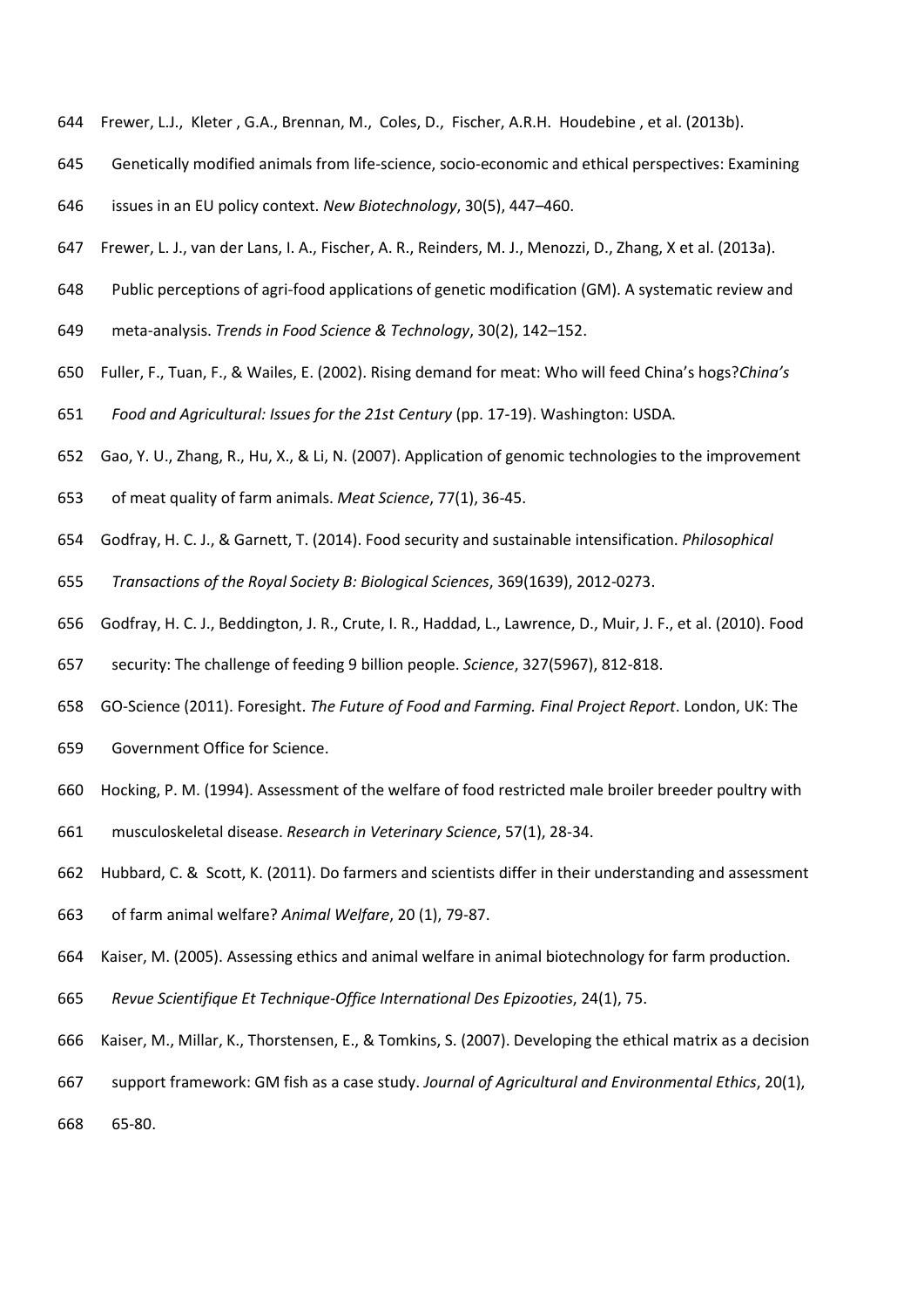Frewer, L.J., Kleter , G.A., Brennan, M., Coles, D., Fischer, A.R.H. Houdebine , et al. (2013b). Genetically modified animals from life-science, socio-economic and ethical perspectives: Examining issues in an EU policy context. *New Biotechnology*, 30(5), 447–460.

Frewer, L. J., van der Lans, I. A., Fischer, A. R., Reinders, M. J., Menozzi, D., Zhang, X et al. (2013a). Public perceptions of agri-food applications of genetic modification (GM). A systematic review and meta-analysis. *Trends in Food Science & Technology*, 30(2), 142–152.

Fuller, F., Tuan, F., & Wailes, E. (2002). Rising demand for meat: Who will feed China's hogs?*China's Food and Agricultural: Issues for the 21st Century* (pp. 17-19). Washington: USDA.

Gao, Y. U., Zhang, R., Hu, X., & Li, N. (2007). Application of genomic technologies to the improvement of meat quality of farm animals. *Meat Science*, 77(1), 36-45.

Godfray, H. C. J., & Garnett, T. (2014). Food security and sustainable intensification. *Philosophical Transactions of the Royal Society B: Biological Sciences*, 369(1639), 2012-0273.

Godfray, H. C. J., Beddington, J. R., Crute, I. R., Haddad, L., Lawrence, D., Muir, J. F., et al. (2010). Food security: The challenge of feeding 9 billion people. *Science*, 327(5967), 812-818.

GO-Science (2011). Foresight. *The Future of Food and Farming. Final Project Report*. London, UK: The Government Office for Science.

Hocking, P. M. (1994). Assessment of the welfare of food restricted male broiler breeder poultry with musculoskeletal disease. *Research in Veterinary Science*, 57(1), 28-34.

Hubbard, C. & Scott, K. (2011). Do farmers and scientists differ in their understanding and assessment of farm animal welfare? *Animal Welfare*, 20 (1), 79-87.

Kaiser, M. (2005). Assessing ethics and animal welfare in animal biotechnology for farm production. *Revue Scientifique Et Technique-Office International Des Epizooties*, 24(1), 75.

Kaiser, M., Millar, K., Thorstensen, E., & Tomkins, S. (2007). Developing the ethical matrix as a decision support framework: GM fish as a case study. *Journal of Agricultural and Environmental Ethics*, 20(1), 65-80.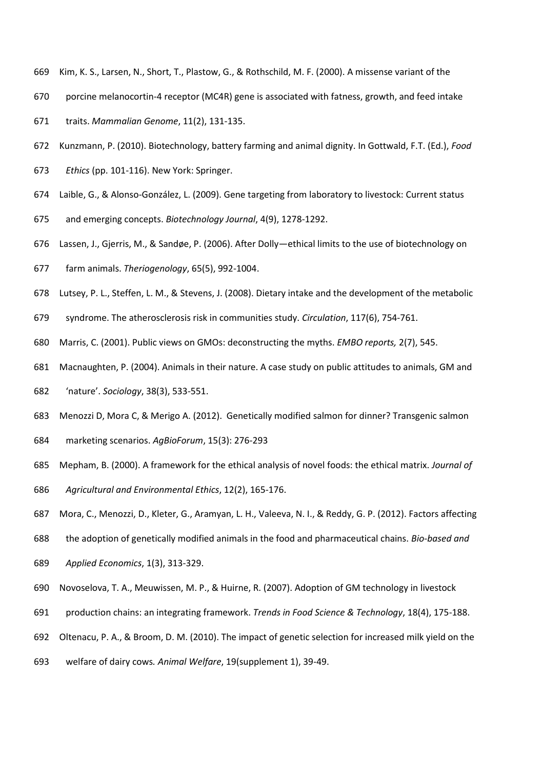Kim, K. S., Larsen, N., Short, T., Plastow, G., & Rothschild, M. F. (2000). A missense variant of the porcine melanocortin-4 receptor (MC4R) gene is associated with fatness, growth, and feed intake traits. *Mammalian Genome*, 11(2), 131-135.

Kunzmann, P. (2010). Biotechnology, battery farming and animal dignity. In Gottwald, F.T. (Ed.), *Food Ethics* (pp. 101-116). New York: Springer.

Laible, G., & Alonso-González, L. (2009). Gene targeting from laboratory to livestock: Current status and emerging concepts. *Biotechnology Journal*, 4(9), 1278-1292.

Lassen, J., Gjerris, M., & Sandøe, P. (2006). After Dolly—ethical limits to the use of biotechnology on farm animals. *Theriogenology*, 65(5), 992-1004.

Lutsey, P. L., Steffen, L. M., & Stevens, J. (2008). Dietary intake and the development of the metabolic syndrome. The atherosclerosis risk in communities study. *Circulation*, 117(6), 754-761.

Marris, C. (2001). Public views on GMOs: deconstructing the myths. *EMBO reports,* 2(7), 545.

Macnaughten, P. (2004). Animals in their nature. A case study on public attitudes to animals, GM and 'nature'. *Sociology*, 38(3), 533-551.

Menozzi D, Mora C, & Merigo A. (2012). Genetically modified salmon for dinner? Transgenic salmon marketing scenarios. *AgBioForum*, 15(3): 276-293

Mepham, B. (2000). A framework for the ethical analysis of novel foods: the ethical matrix. *Journal of Agricultural and Environmental Ethics*, 12(2), 165-176.

Mora, C., Menozzi, D., Kleter, G., Aramyan, L. H., Valeeva, N. I., & Reddy, G. P. (2012). Factors affecting the adoption of genetically modified animals in the food and pharmaceutical chains. *Bio-based and Applied Economics*, 1(3), 313-329.

Novoselova, T. A., Meuwissen, M. P., & Huirne, R. (2007). Adoption of GM technology in livestock production chains: an integrating framework. *Trends in Food Science & Technology*, 18(4), 175-188.

Oltenacu, P. A., & Broom, D. M. (2010). The impact of genetic selection for increased milk yield on the welfare of dairy cows*. Animal Welfare*, 19(supplement 1), 39-49.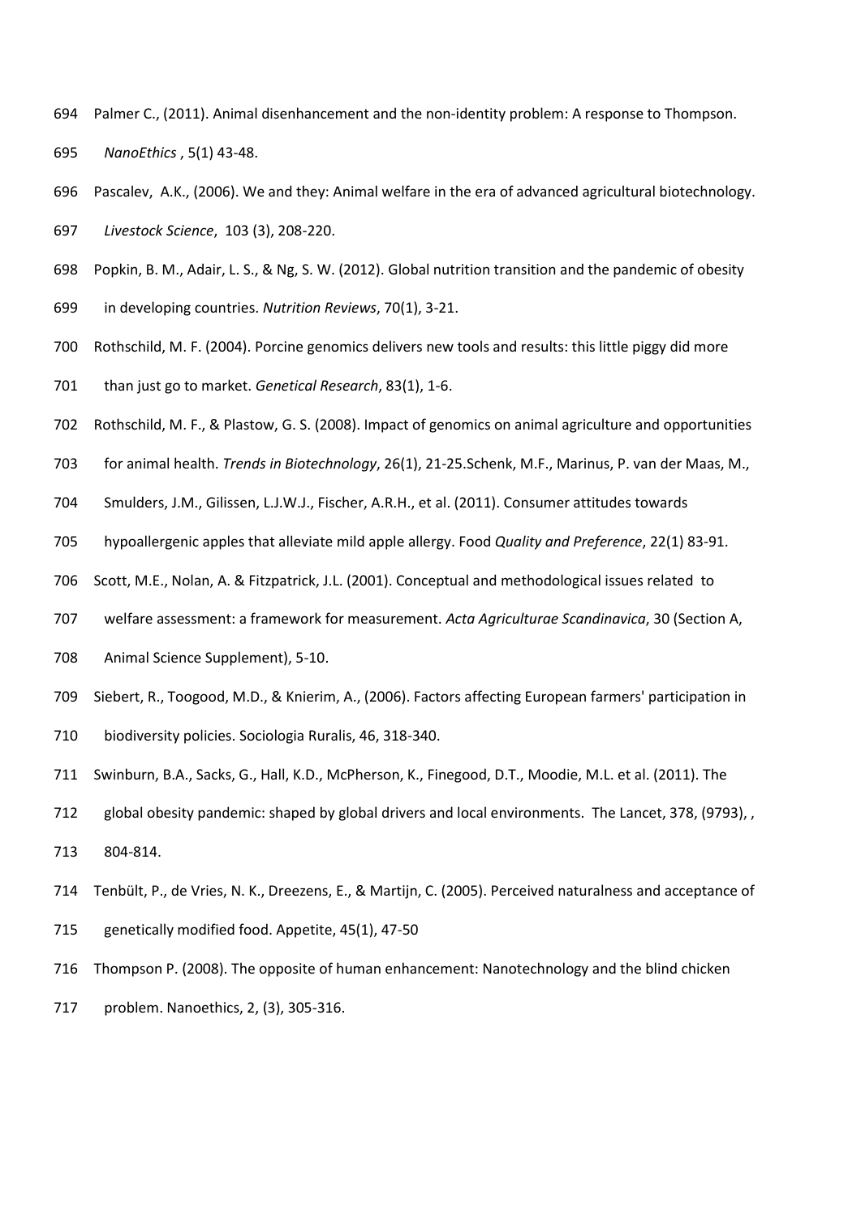Palmer C., (2011). Animal disenhancement and the non-identity problem: A response to Thompson. *NanoEthics* , 5(1) 43-48.

Pascalev, A.K., (2006). We and they: Animal welfare in the era of advanced agricultural biotechnology. *Livestock Science*, 103 (3), 208-220.

Popkin, B. M., Adair, L. S., & Ng, S. W. (2012). Global nutrition transition and the pandemic of obesity in developing countries. *Nutrition Reviews*, 70(1), 3-21.

Rothschild, M. F. (2004). Porcine genomics delivers new tools and results: this little piggy did more than just go to market. *Genetical Research*, 83(1), 1-6.

Rothschild, M. F., & Plastow, G. S. (2008). Impact of genomics on animal agriculture and opportunities for animal health. *Trends in Biotechnology*, 26(1), 21-25.Schenk, M.F., Marinus, P. van der Maas, M., Smulders, J.M., Gilissen, L.J.W.J., Fischer, A.R.H., et al. (2011). Consumer attitudes towards hypoallergenic apples that alleviate mild apple allergy. Food *Quality and Preference*, 22(1) 83-91.

Scott, M.E., Nolan, A. & Fitzpatrick, J.L. (2001). Conceptual and methodological issues related to welfare assessment: a framework for measurement. *Acta Agriculturae Scandinavica*, 30 (Section A, Animal Science Supplement), 5-10.

Siebert, R., Toogood, M.D., & Knierim, A., (2006). Factors affecting European farmers' participation in biodiversity policies. Sociologia Ruralis, 46, 318-340.

Swinburn, B.A., Sacks, G., Hall, K.D., McPherson, K., Finegood, D.T., Moodie, M.L. et al. (2011). The global obesity pandemic: shaped by global drivers and local environments. The Lancet, 378, (9793), , 804-814.

Tenbült, P., de Vries, N. K., Dreezens, E., & Martijn, C. (2005). Perceived naturalness and acceptance of genetically modified food. Appetite, 45(1), 47-50

Thompson P. (2008). The opposite of human enhancement: Nanotechnology and the blind chicken problem. Nanoethics, 2, (3), 305-316.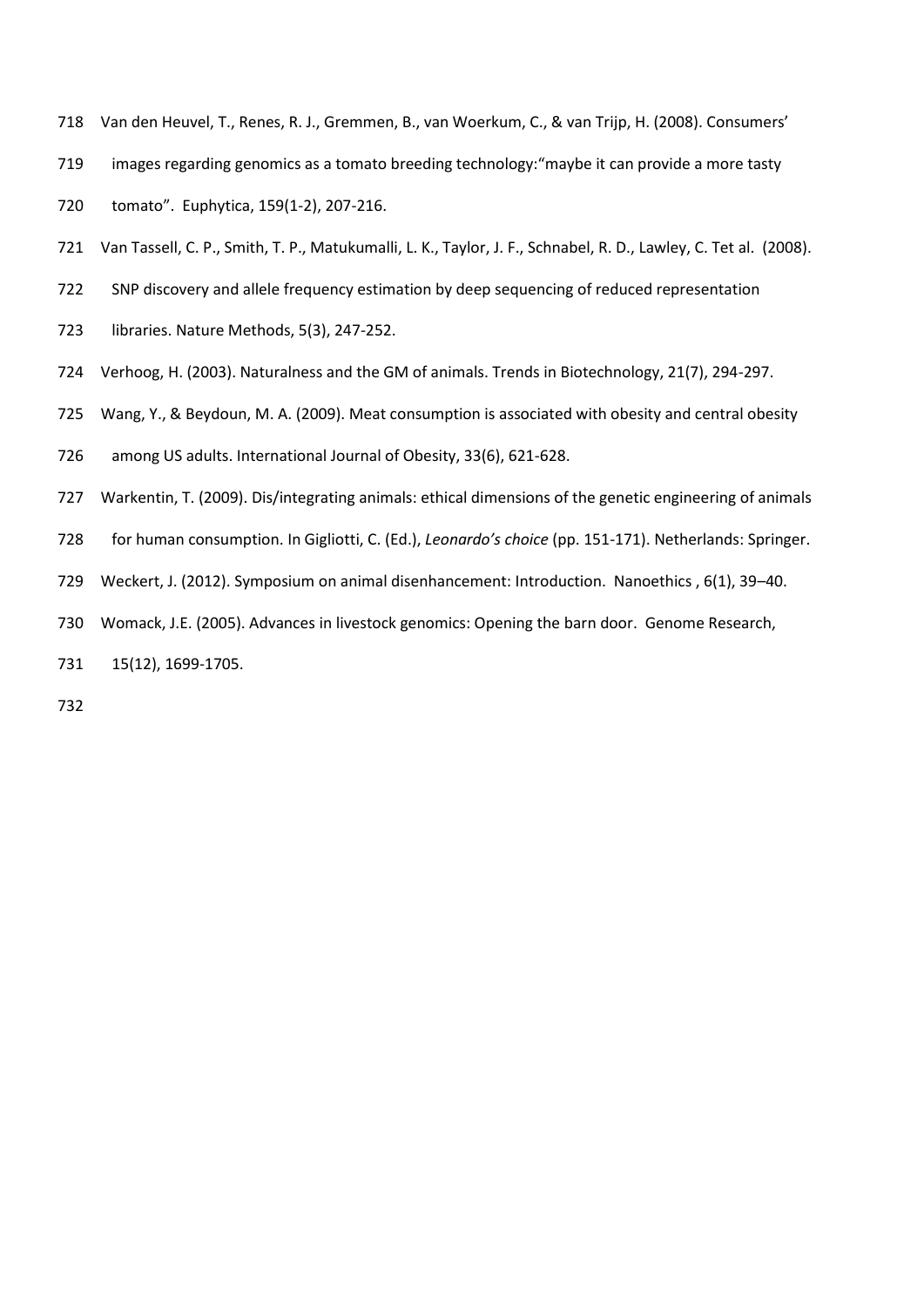Van den Heuvel, T., Renes, R. J., Gremmen, B., van Woerkum, C., & van Trijp, H. (2008). Consumers' images regarding genomics as a tomato breeding technology:"maybe it can provide a more tasty tomato". Euphytica, 159(1-2), 207-216.

Van Tassell, C. P., Smith, T. P., Matukumalli, L. K., Taylor, J. F., Schnabel, R. D., Lawley, C. Tet al. (2008). SNP discovery and allele frequency estimation by deep sequencing of reduced representation libraries. Nature Methods, 5(3), 247-252.

Verhoog, H. (2003). Naturalness and the GM of animals. Trends in Biotechnology, 21(7), 294-297.

Wang, Y., & Beydoun, M. A. (2009). Meat consumption is associated with obesity and central obesity among US adults. International Journal of Obesity, 33(6), 621-628.

Warkentin, T. (2009). Dis/integrating animals: ethical dimensions of the genetic engineering of animals for human consumption. In Gigliotti, C. (Ed.), *Leonardo's choice* (pp. 151-171). Netherlands: Springer.

Weckert, J. (2012). Symposium on animal disenhancement: Introduction. Nanoethics , 6(1), 39–40.

Womack, J.E. (2005). Advances in livestock genomics: Opening the barn door. Genome Research, 15(12), 1699-1705.